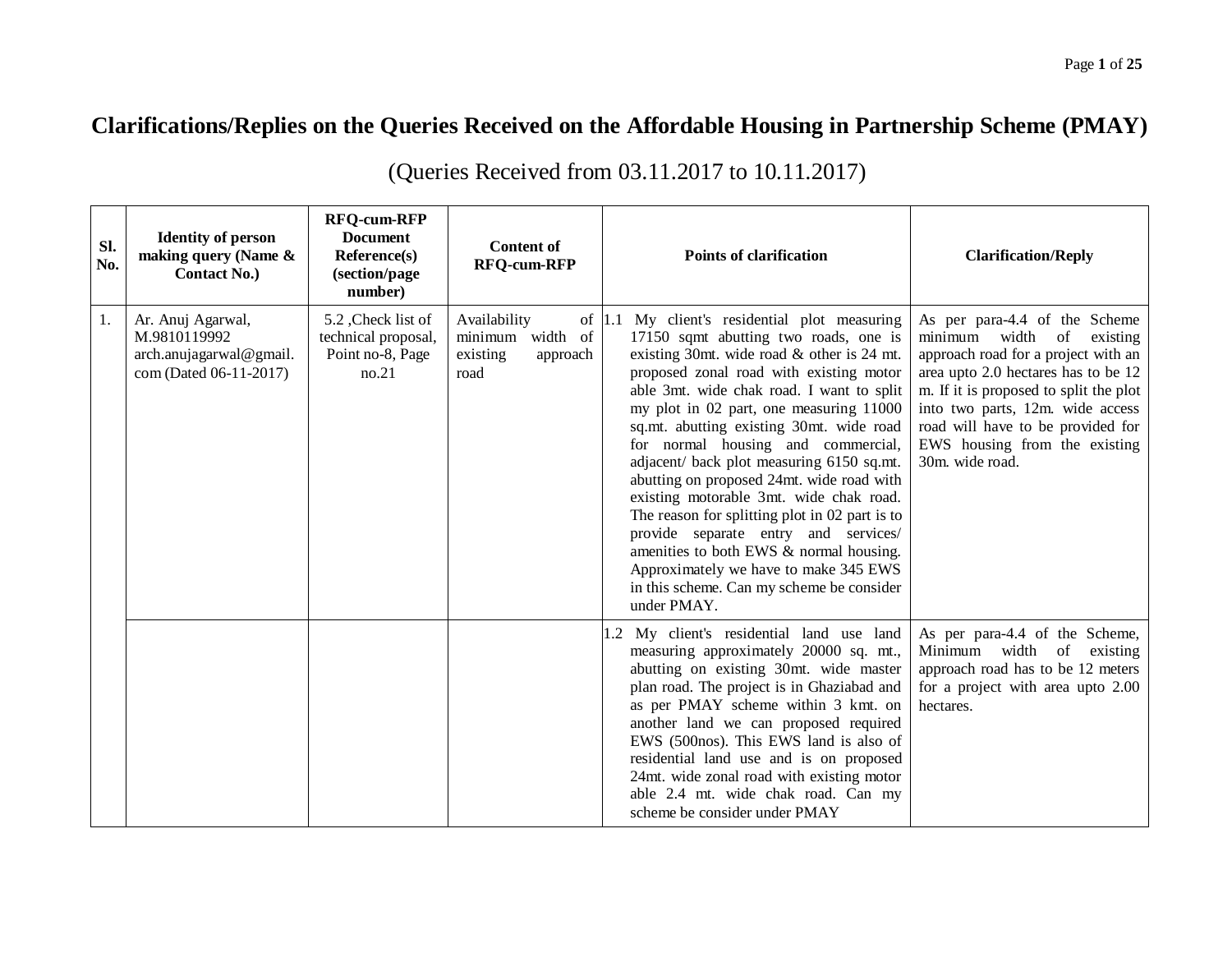# Clarifications/Replies on the Queries Received on the Affordable Housing in Partnership Scheme (PMAY)

(Queries Received from 03.11.2017 to 10.11.2017)

| Sl. No. | Identity of person making query (Name & Contact No.) | RFQ-cum-RFP Document Reference(s) (section/page number) | Content of RFQ-cum-RFP | Points of clarification | Clarification/Reply |
|---|---|---|---|---|---|
| 1. | Ar. Anuj Agarwal, M.9810119992 arch.anujagarwal@gmail.com (Dated 06-11-2017) | 5.2 ,Check list of technical proposal, Point no-8, Page no.21 | Availability of minimum width of existing approach road | 1.1 My client's residential plot measuring 17150 sqmt abutting two roads, one is existing 30mt. wide road & other is 24 mt. proposed zonal road with existing motor able 3mt. wide chak road. I want to split my plot in 02 part, one measuring 11000 sq.mt. abutting existing 30mt. wide road for normal housing and commercial, adjacent/ back plot measuring 6150 sq.mt. abutting on proposed 24mt. wide road with existing motorable 3mt. wide chak road. The reason for splitting plot in 02 part is to provide separate entry and services/ amenities to both EWS & normal housing. Approximately we have to make 345 EWS in this scheme. Can my scheme be consider under PMAY. | As per para-4.4 of the Scheme minimum width of existing approach road for a project with an area upto 2.0 hectares has to be 12 m. If it is proposed to split the plot into two parts, 12m. wide access road will have to be provided for EWS housing from the existing 30m. wide road. |
| | | | | 1.2 My client's residential land use land measuring approximately 20000 sq. mt., abutting on existing 30mt. wide master plan road. The project is in Ghaziabad and as per PMAY scheme within 3 kmt. on another land we can proposed required EWS (500nos). This EWS land is also of residential land use and is on proposed 24mt. wide zonal road with existing motor able 2.4 mt. wide chak road. Can my scheme be consider under PMAY | As per para-4.4 of the Scheme, Minimum width of existing approach road has to be 12 meters for a project with area upto 2.00 hectares. |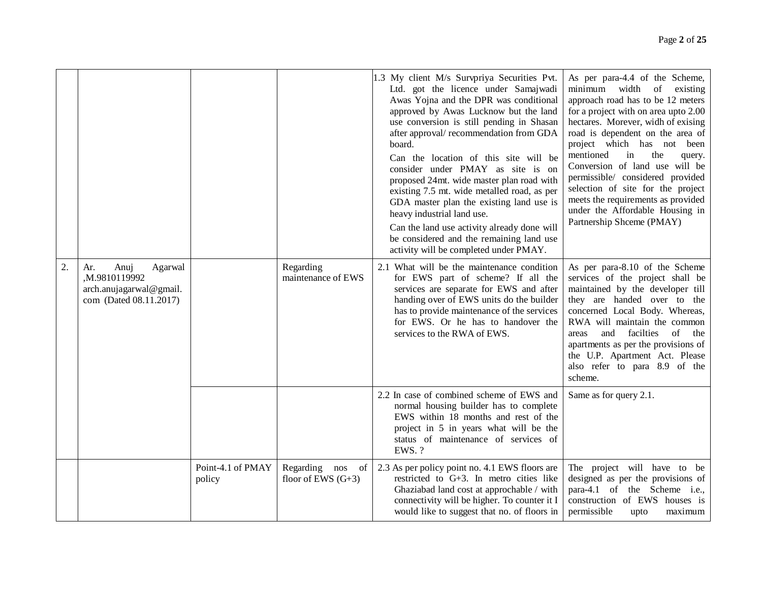| | | | | | |
|---|---|---|---|---|---|
| | | | | 1.3 My client M/s Survpriya Securities Pvt. Ltd. got the licence under Samajwadi Awas Yojna and the DPR was conditional approved by Awas Lucknow but the land use conversion is still pending in Shasan after approval/ recommendation from GDA board.<br><br>Can the location of this site will be consider under PMAY as site is on proposed 24mt. wide master plan road with existing 7.5 mt. wide metalled road, as per GDA master plan the existing land use is heavy industrial land use.<br><br>Can the land use activity already done will be considered and the remaining land use activity will be completed under PMAY. | As per para-4.4 of the Scheme, minimum width of existing approach road has to be 12 meters for a project with on area upto 2.00 hectares. Morever, widh of exising road is dependent on the area of project which has not been mentioned in the query. Conversion of land use will be permissible/ considered provided selection of site for the project meets the requirements as provided under the Affordable Housing in Partnership Shceme (PMAY) |
| 2. | Ar. Anuj Agarwal ,M.9810119992 arch.anujagarwal@gmail.com (Dated 08.11.2017) | | Regarding maintenance of EWS | 2.1 What will be the maintenance condition for EWS part of scheme? If all the services are separate for EWS and after handing over of EWS units do the builder has to provide maintenance of the services for EWS. Or he has to handover the services to the RWA of EWS. | As per para-8.10 of the Scheme services of the project shall be maintained by the developer till they are handed over to the concerned Local Body. Whereas, RWA will maintain the common areas and facilties of the apartments as per the provisions of the U.P. Apartment Act. Please also refer to para 8.9 of the scheme. |
| | | | | 2.2 In case of combined scheme of EWS and normal housing builder has to complete EWS within 18 months and rest of the project in 5 in years what will be the status of maintenance of services of EWS. ? | Same as for query 2.1. |
| | | Point-4.1 of PMAY policy | Regarding nos of floor of EWS (G+3) | 2.3 As per policy point no. 4.1 EWS floors are restricted to G+3. In metro cities like Ghaziabad land cost at approchable / with connectivity will be higher. To counter it I would like to suggest that no. of floors in | The project will have to be designed as per the provisions of para-4.1 of the Scheme i.e., construction of EWS houses is permissible upto maximum |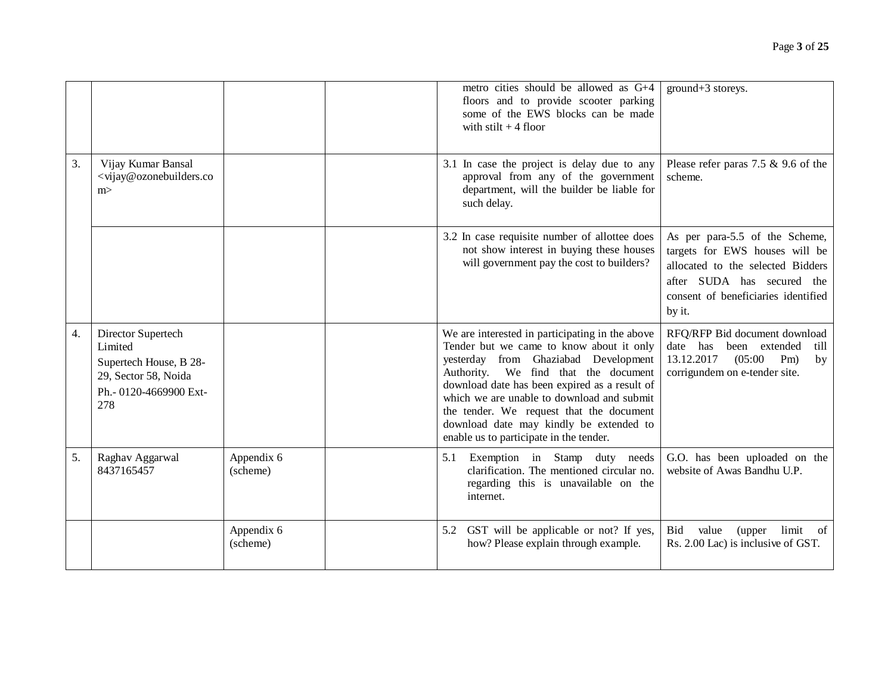| | | | | | |
|---|---|---|---|---|---|
| | | | | metro cities should be allowed as G+4 floors and to provide scooter parking some of the EWS blocks can be made with stilt + 4 floor | ground+3 storeys. |
| 3. | Vijay Kumar Bansal <vijay@ozonebuilders.com> | | | 3.1 In case the project is delay due to any approval from any of the government department, will the builder be liable for such delay. | Please refer paras 7.5 & 9.6 of the scheme. |
| | | | | 3.2 In case requisite number of allottee does not show interest in buying these houses will government pay the cost to builders? | As per para-5.5 of the Scheme, targets for EWS houses will be allocated to the selected Bidders after SUDA has secured the consent of beneficiaries identified by it. |
| 4. | Director Supertech Limited<br>Supertech House, B 28-29, Sector 58, Noida<br>Ph.- 0120-4669900 Ext-278 | | | We are interested in participating in the above Tender but we came to know about it only yesterday from Ghaziabad Development Authority. We find that the document download date has been expired as a result of which we are unable to download and submit the tender. We request that the document download date may kindly be extended to enable us to participate in the tender. | RFQ/RFP Bid document download date has been extended till 13.12.2017 (05:00 Pm) by corrigundem on e-tender site. |
| 5. | Raghav Aggarwal 8437165457 | Appendix 6 (scheme) | | 5.1 Exemption in Stamp duty needs clarification. The mentioned circular no. regarding this is unavailable on the internet. | G.O. has been uploaded on the website of Awas Bandhu U.P. |
| | | Appendix 6 (scheme) | | 5.2 GST will be applicable or not? If yes, how? Please explain through example. | Bid value (upper limit of Rs. 2.00 Lac) is inclusive of GST. |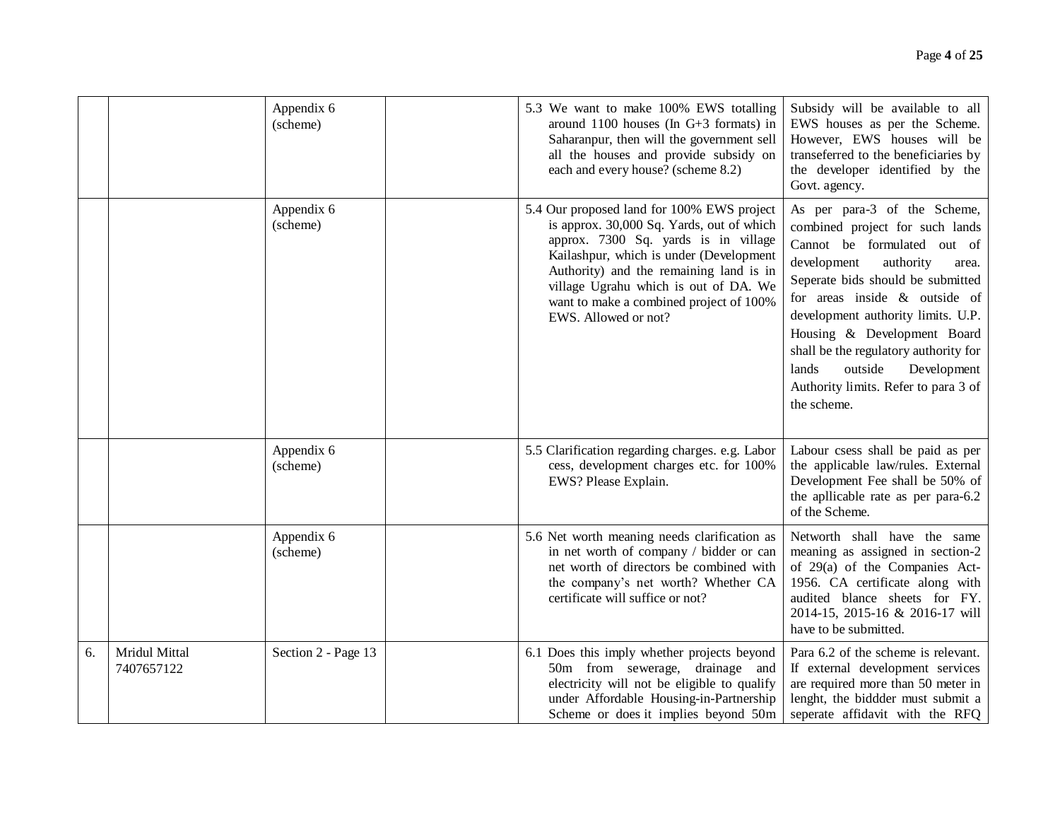| | | | | | |
|---|---|---|---|---|---|
| | | Appendix 6 (scheme) | | 5.3 We want to make 100% EWS totalling around 1100 houses (In G+3 formats) in Saharanpur, then will the government sell all the houses and provide subsidy on each and every house? (scheme 8.2) | Subsidy will be available to all EWS houses as per the Scheme. However, EWS houses will be transeferred to the beneficiaries by the developer identified by the Govt. agency. |
| | | Appendix 6 (scheme) | | 5.4 Our proposed land for 100% EWS project is approx. 30,000 Sq. Yards, out of which approx. 7300 Sq. yards is in village Kailashpur, which is under (Development Authority) and the remaining land is in village Ugrahu which is out of DA. We want to make a combined project of 100% EWS. Allowed or not? | As per para-3 of the Scheme, combined project for such lands Cannot be formulated out of development authority area. Seperate bids should be submitted for areas inside & outside of development authority limits. U.P. Housing & Development Board shall be the regulatory authority for lands outside Development Authority limits. Refer to para 3 of the scheme. |
| | | Appendix 6 (scheme) | | 5.5 Clarification regarding charges. e.g. Labor cess, development charges etc. for 100% EWS? Please Explain. | Labour csess shall be paid as per the applicable law/rules. External Development Fee shall be 50% of the apllicable rate as per para-6.2 of the Scheme. |
| | | Appendix 6 (scheme) | | 5.6 Net worth meaning needs clarification as in net worth of company / bidder or can net worth of directors be combined with the company's net worth? Whether CA certificate will suffice or not? | Networth shall have the same meaning as assigned in section-2 of 29(a) of the Companies Act-1956. CA certificate along with audited blance sheets for FY. 2014-15, 2015-16 & 2016-17 will have to be submitted. |
| 6. | Mridul Mittal 7407657122 | Section 2 - Page 13 | | 6.1 Does this imply whether projects beyond 50m from sewerage, drainage and electricity will not be eligible to qualify under Affordable Housing-in-Partnership Scheme or does it implies beyond 50m | Para 6.2 of the scheme is relevant. If external development services are required more than 50 meter in lenght, the biddder must submit a seperate affidavit with the RFQ |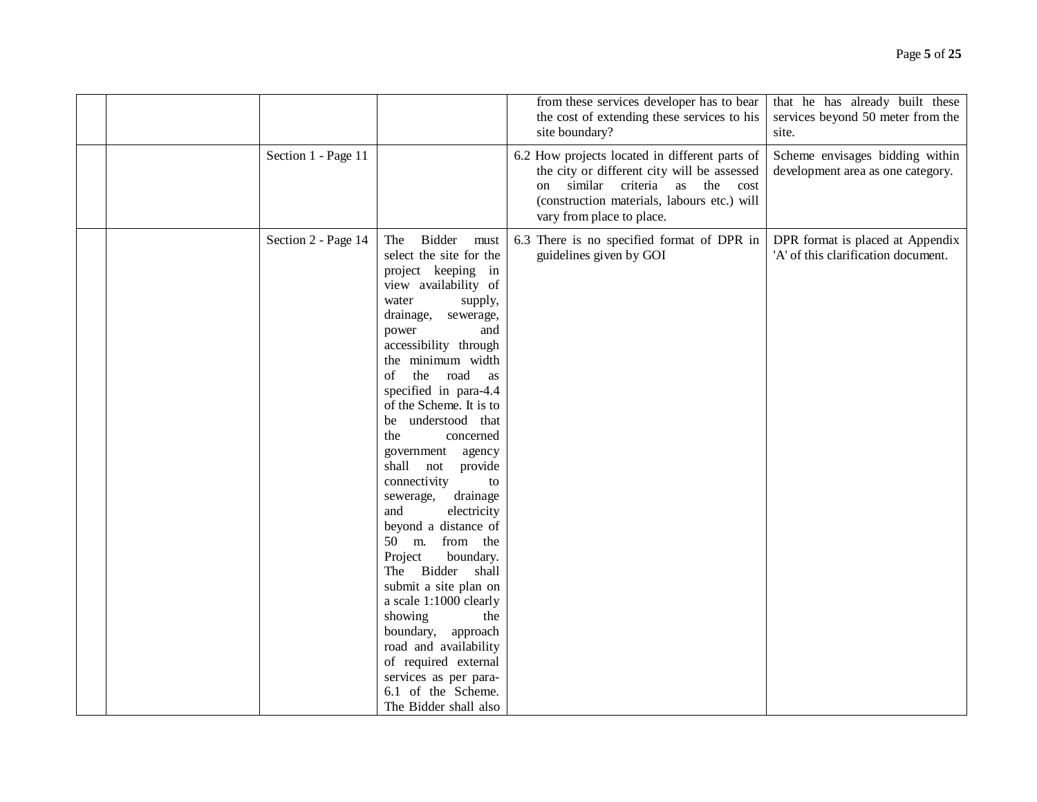| | | | | | |
|---|---|---|---|---|---|
| | | | | from these services developer has to bear the cost of extending these services to his site boundary? | that he has already built these services beyond 50 meter from the site. |
| | | Section 1 - Page 11 | | 6.2 How projects located in different parts of the city or different city will be assessed on similar criteria as the cost (construction materials, labours etc.) will vary from place to place. | Scheme envisages bidding within development area as one category. |
| | | Section 2 - Page 14 | The Bidder must select the site for the project keeping in view availability of water supply, drainage, sewerage, power and accessibility through the minimum width of the road as specified in para-4.4 of the Scheme. It is to be understood that the concerned government agency shall not provide connectivity to sewerage, drainage and electricity beyond a distance of 50 m. from the Project boundary. The Bidder shall submit a site plan on a scale 1:1000 clearly showing the boundary, approach road and availability of required external services as per para-6.1 of the Scheme. The Bidder shall also | 6.3 There is no specified format of DPR in guidelines given by GOI | DPR format is placed at Appendix 'A' of this clarification document. |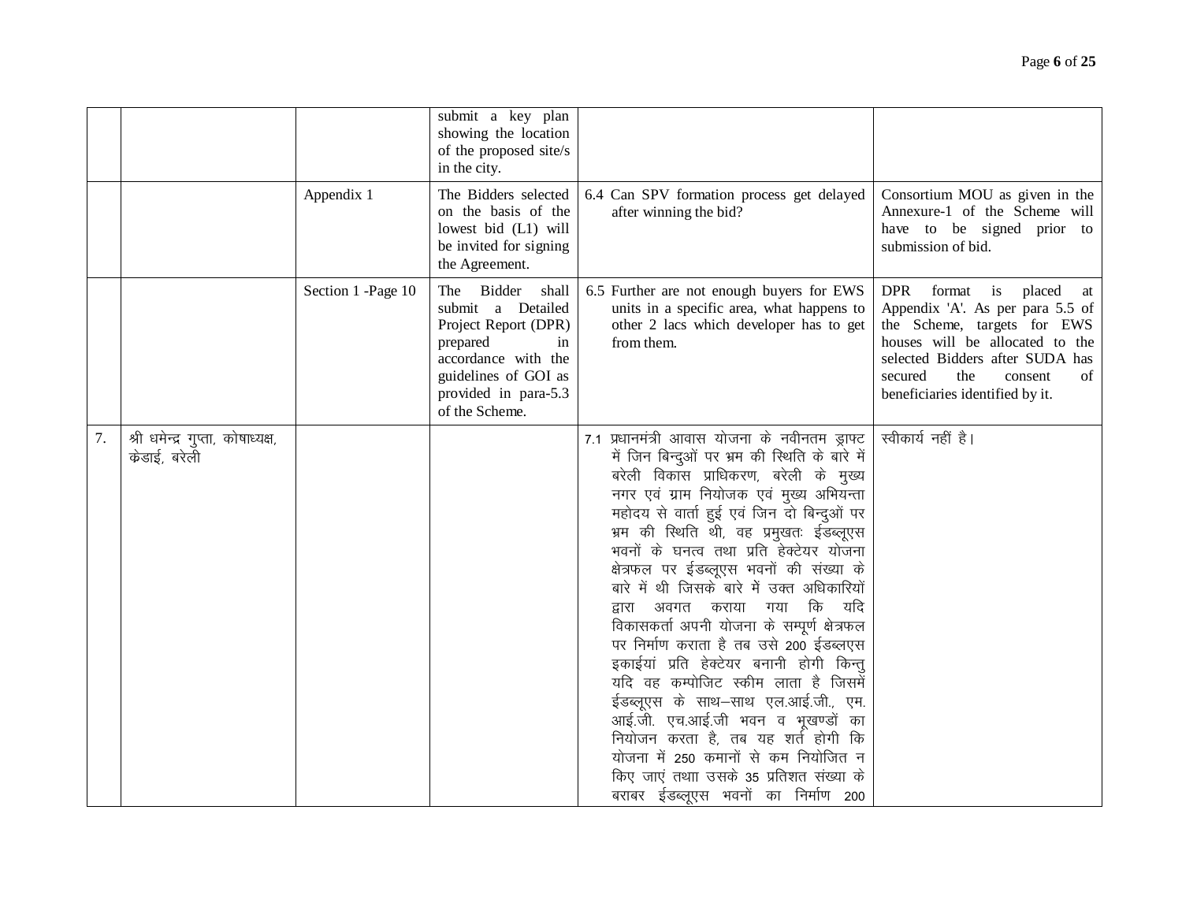| | | | | | |
|---|---|---|---|---|---|
| | | | submit a key plan showing the location of the proposed site/s in the city. | | |
| | | Appendix 1 | The Bidders selected on the basis of the lowest bid (L1) will be invited for signing the Agreement. | 6.4 Can SPV formation process get delayed after winning the bid? | Consortium MOU as given in the Annexure-1 of the Scheme will have to be signed prior to submission of bid. |
| | | Section 1 -Page 10 | The Bidder shall submit a Detailed Project Report (DPR) prepared in accordance with the guidelines of GOI as provided in para-5.3 of the Scheme. | 6.5 Further are not enough buyers for EWS units in a specific area, what happens to other 2 lacs which developer has to get from them. | DPR format is placed at Appendix 'A'. As per para 5.5 of the Scheme, targets for EWS houses will be allocated to the selected Bidders after SUDA has secured the consent of beneficiaries identified by it. |
| 7. | श्री धमेन्द्र गुप्ता, कोषाध्यक्ष, क्रेडाई, बरेली | | | 7.1 प्रधानमंत्री आवास योजना के नवीनतम ड्राफ्ट में जिन बिन्दुओं पर भ्रम की स्थिति के बारे में बरेली विकास प्राधिकरण, बरेली के मुख्य नगर एवं ग्राम नियोजक एवं मुख्य अभियन्ता महोदय से वार्ता हुई एवं जिन दो बिन्दुओं पर भ्रम की स्थिति थी, वह प्रमुखतः ईडब्लूएस भवनों के घनत्व तथा प्रति हेक्टेयर योजना क्षेत्रफल पर ईडब्लूएस भवनों की संख्या के बारे में थी जिसके बारे में उक्त अधिकारियों द्वारा अवगत कराया गया कि यदि विकासकर्ता अपनी योजना के सम्पूर्ण क्षेत्रफल पर निर्माण कराता है तब उसे 200 ईडब्लएस इकाईयां प्रति हेक्टेयर बनानी होगी किन्तु यदि वह कम्पोजिट स्कीम लाता है जिसमें ईडब्लूएस के साथ–साथ एल.आई.जी., एम. आई.जी. एच.आई.जी भवन व भूखण्डों का नियोजन करता है, तब यह शर्त होगी कि योजना में 250 कमानों से कम नियोजित न किए जाएं तथाा उसके 35 प्रतिशत संख्या के बराबर ईडब्लूएस भवनों का निर्माण 200 | स्वीकार्य नहीं है। |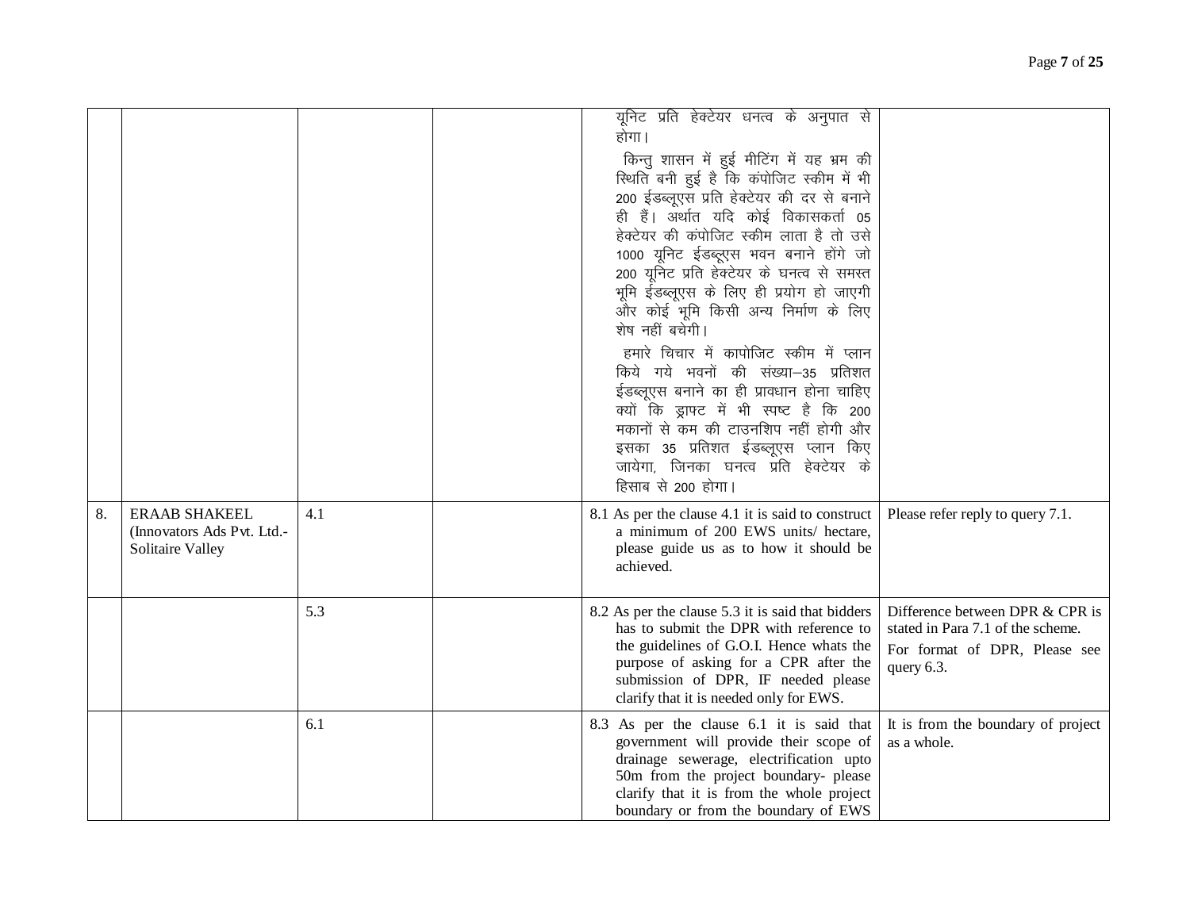| | | | | | |
|---|---|---|---|---|---|
| | | | | यूनिट प्रति हेक्टेयर धनत्व के अनुपात से होगा। किन्तु शासन में हुई मीटिंग में यह भ्रम की स्थिति बनी हुई है कि कंपोजिट स्कीम में भी 200 ईडब्लूएस प्रति हेक्टेयर की दर से बनाने ही हैं। अर्थात यदि कोई विकासकर्ता 05 हेक्टेयर की कंपोजिट स्कीम लाता है तो उसे 1000 यूनिट ईडब्लूएस भवन बनाने होंगे जो 200 यूनिट प्रति हेक्टेयर के घनत्व से समस्त भूमि ईडब्लूएस के लिए ही प्रयोग हो जाएगी और कोई भूमि किसी अन्य निर्माण के लिए शेष नहीं बचेगी। हमारे विचार में कापोजिट स्कीम में प्लान किये गये भवनों की संख्या–35 प्रतिशत ईडब्लूएस बनाने का ही प्रावधान होना चाहिए क्यों कि ड्राफ्ट में भी स्पष्ट है कि 200 मकानों से कम की टाउनशिप नहीं होगी और इसका 35 प्रतिशत ईडब्लूएस प्लान किए जायेगा, जिनका घनत्व प्रति हेक्टेयर के हिसाब से 200 होगा। | |
| 8. | ERAAB SHAKEEL (Innovators Ads Pvt. Ltd.- Solitaire Valley | 4.1 | | 8.1 As per the clause 4.1 it is said to construct a minimum of 200 EWS units/ hectare, please guide us as to how it should be achieved. | Please refer reply to query 7.1. |
| | | 5.3 | | 8.2 As per the clause 5.3 it is said that bidders has to submit the DPR with reference to the guidelines of G.O.I. Hence whats the purpose of asking for a CPR after the submission of DPR, IF needed please clarify that it is needed only for EWS. | Difference between DPR & CPR is stated in Para 7.1 of the scheme. For format of DPR, Please see query 6.3. |
| | | 6.1 | | 8.3 As per the clause 6.1 it is said that government will provide their scope of drainage sewerage, electrification upto 50m from the project boundary- please clarify that it is from the whole project boundary or from the boundary of EWS | It is from the boundary of project as a whole. |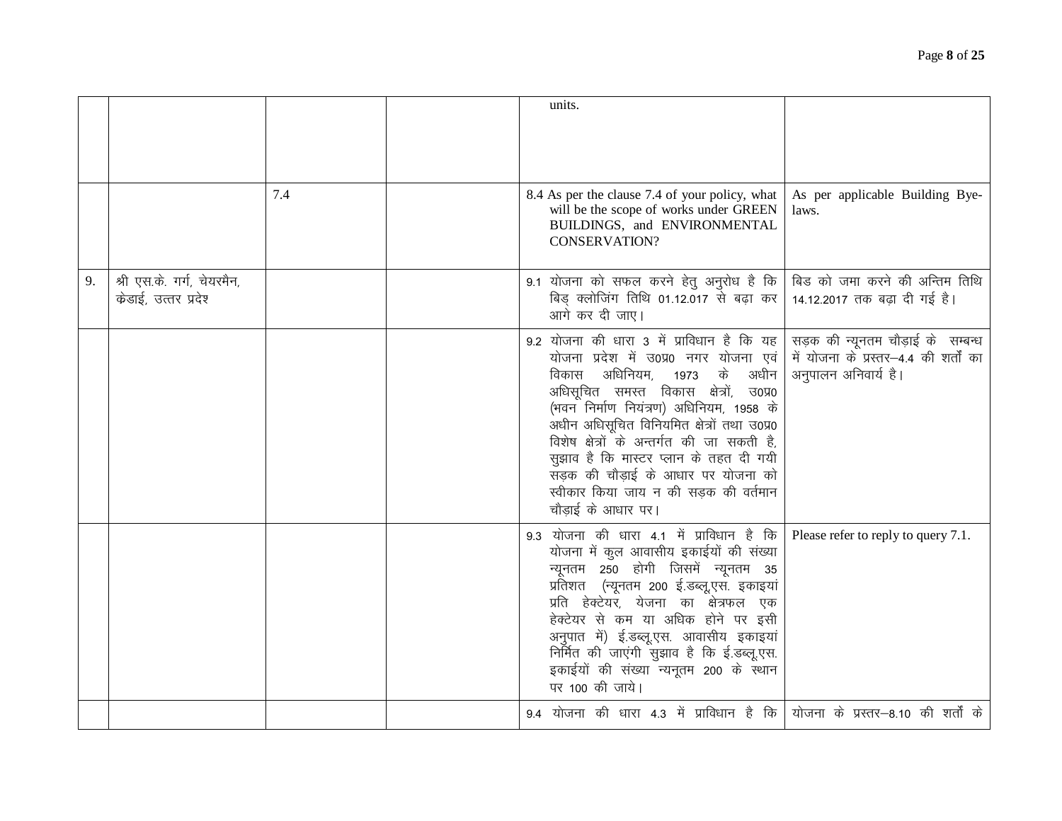| | | | | | |
|---|---|---|---|---|---|
| | | | | units. | |
| | | 7.4 | | 8.4 As per the clause 7.4 of your policy, what will be the scope of works under GREEN BUILDINGS, and ENVIRONMENTAL CONSERVATION? | As per applicable Building Bye-laws. |
| 9. | श्री एस.के. गर्ग, चेयरमैन, क्रेडाई, उत्तर प्रदेश | | | 9.1 योजना को सफल करने हेतु अनुरोध है कि बिड् क्लोजिंग तिथि 01.12.017 से बढ़ा कर आगे कर दी जाए। | बिड को जमा करने की अन्तिम तिथि 14.12.2017 तक बढ़ा दी गई है। |
| | | | | 9.2 योजना की धारा 3 में प्राविधान है कि यह योजना प्रदेश में उ0प्र0 नगर योजना एवं विकास अधिनियम, 1973 के अधीन अधिसूचित समस्त विकास क्षेत्रों, उ0प्र0 (भवन निर्माण नियंत्रण) अधिनियम, 1958 के अधीन अधिसूचित विनियमित क्षेत्रों तथा उ0प्र0 विशेष क्षेत्रों के अन्तर्गत की जा सकती है, सुझाव है कि मास्टर प्लान के तहत दी गयी सड़क की चौड़ाई के आधार पर योजना को स्वीकार किया जाय न की सड़क की वर्तमान चौड़ाई के आधार पर। | सड़क की न्यूनतम चौड़ाई के सम्बन्ध में योजना के प्रस्तर–4.4 की शर्तों का अनुपालन अनिवार्य है। |
| | | | | 9.3 योजना की धारा 4.1 में प्राविधान है कि योजना में कुल आवासीय इकाईयों की संख्या न्यूनतम 250 होगी जिसमें न्यूनतम 35 प्रतिशत (न्यूनतम 200 ई.डब्लू.एस. इकाइयां प्रति हेक्टेयर, येजना का क्षेत्रफल एक हेक्टेयर से कम या अधिक होने पर इसी अनुपात में) ई.डब्लू.एस. आवासीय इकाइयां निर्मित की जाएंगी सुझाव है कि ई.डब्लू.एस. इकाईयों की संख्या न्यनूतम 200 के स्थान पर 100 की जाये। | Please refer to reply to query 7.1. |
| | | | | 9.4 योजना की धारा 4.3 में प्राविधान है कि | योजना के प्रस्तर–8.10 की शर्तों के |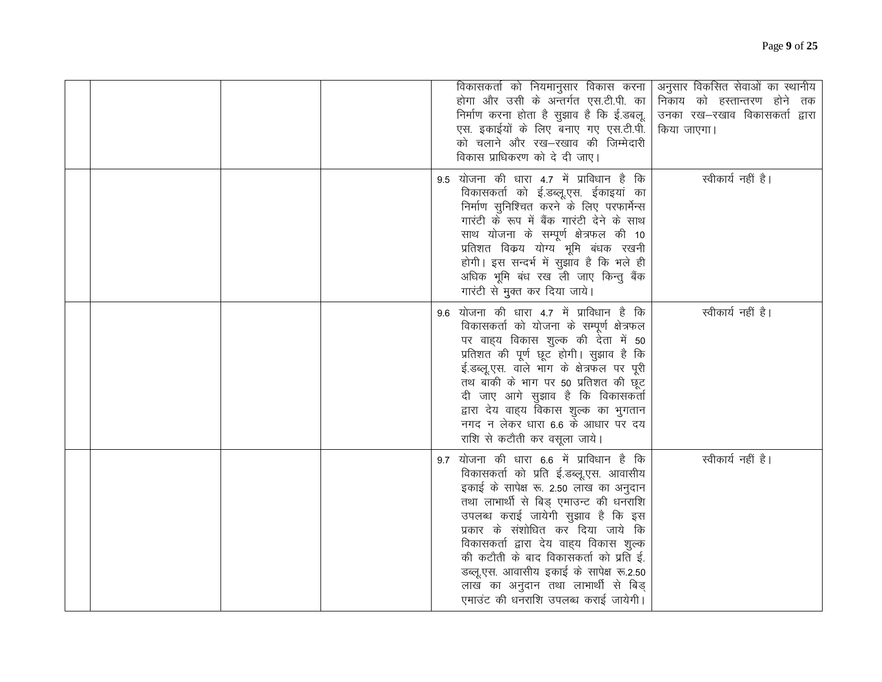| | | | | | |
|---|---|---|---|---|---|
| | | | | विकासकर्ता को नियमानुसार विकास करना होगा और उसी के अन्तर्गत एस.टी.पी. का निर्माण करना होता है सुझाव है कि ई.डबलू. एस. इकाईयों के लिए बनाए गए एस.टी.पी. को चलाने और रख–रखाव की जिम्मेदारी विकास प्राधिकरण को दे दी जाए। | अनुसार विकसित सेवाओं का स्थानीय निकाय को हस्तान्तरण होने तक उनका रख–रखाव विकासकर्ता द्वारा किया जाएगा। |
| | | | | 9.5 योजना की धारा 4.7 में प्राविधान है कि विकासकर्ता को ई.डब्लू.एस. ईकाइयां का निर्माण सुनिश्चित करने के लिए परफार्मेन्स गारंटी के रूप में बैंक गारंटी देने के साथ साथ योजना के सम्पूर्ण क्षेत्रफल की 10 प्रतिशत विक्रय योग्य भूमि बंधक रखनी होगी। इस सन्दर्भ में सुझाव है कि भले ही अधिक भूमि बंध रख ली जाए किन्तु बैंक गारंटी से मुक्त कर दिया जाये। | स्वीकार्य नहीं है। |
| | | | | 9.6 योजना की धारा 4.7 में प्राविधान है कि विकासकर्ता को योजना के सम्पूर्ण क्षेत्रफल पर वाह्य विकास शुल्क की देता में 50 प्रतिशत की पूर्ण छूट होगी। सुझाव है कि ई.डब्लू.एस. वाले भाग के क्षेत्रफल पर पूरी तथ बाकी के भाग पर 50 प्रतिशत की छूट दी जाए आगे सुझाव है कि विकासकर्ता द्वारा देय वाह्य विकास शुल्क का भुगतान नगद न लेकर धारा 6.6 के आधार पर दय राशि से कटौती कर वसूला जाये। | स्वीकार्य नहीं है। |
| | | | | 9.7 योजना की धारा 6.6 में प्राविधान है कि विकासकर्ता को प्रति ई.डब्लू.एस. आवासीय इकाई के सापेक्ष रू. 2.50 लाख का अनुदान तथा लाभार्थी से बिड् एमाउन्ट की धनराशि उपलब्ध कराई जायेगी सुझाव है कि इस प्रकार के संशोधित कर दिया जाये कि विकासकर्ता द्वारा देय वाह्य विकास शुल्क की कटौती के बाद विकासकर्ता को प्रति ई. डब्लू.एस. आवासीय इकाई के सापेक्ष रू.2.50 लाख का अनुदान तथा लाभार्थी से बिड् एमाउंट की धनराशि उपलब्ध कराई जायेगी। | स्वीकार्य नहीं है। |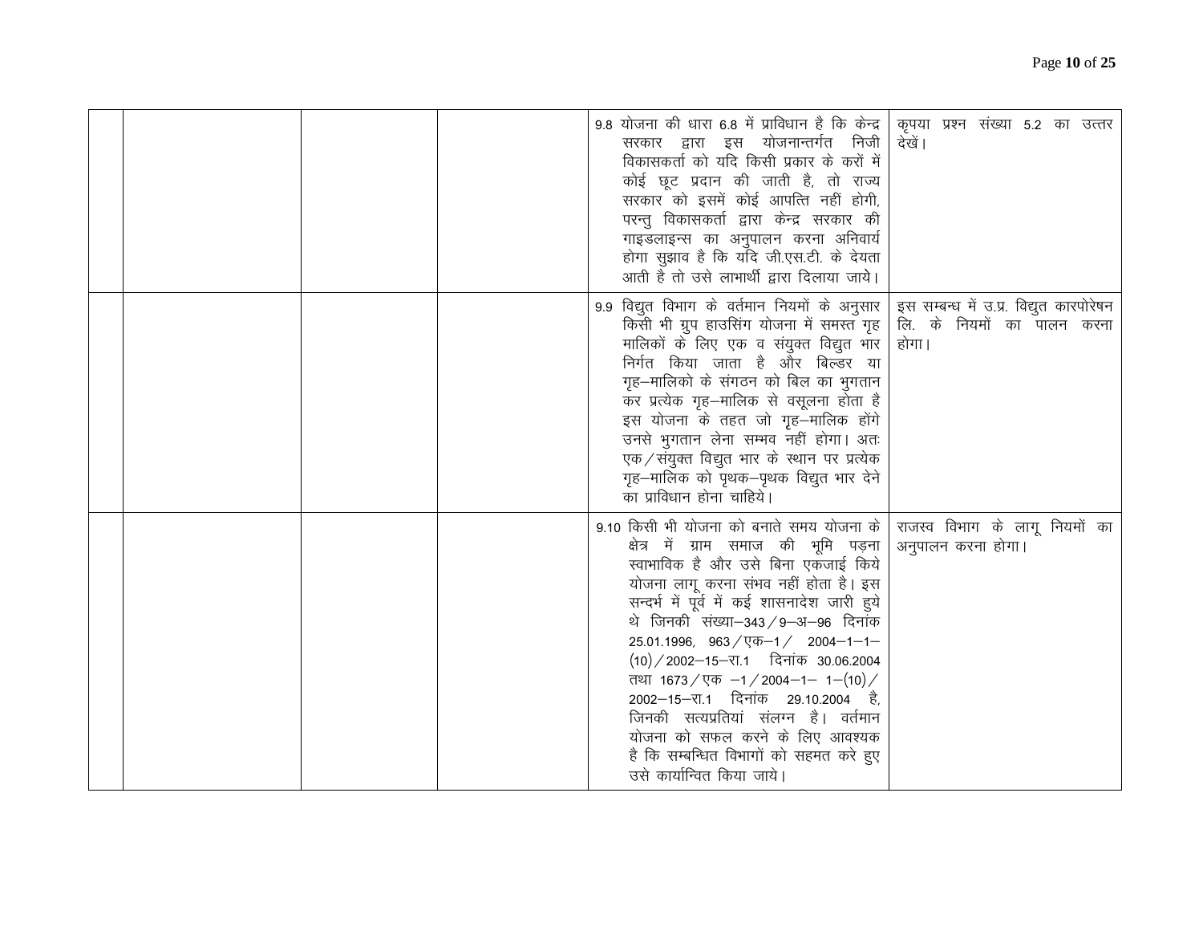| | | | | | |
|---|---|---|---|---|---|
| | | | | 9.8 योजना की धारा 6.8 में प्राविधान है कि केन्द्र सरकार द्वारा इस योजनान्तर्गत निजी विकासकर्ता को यदि किसी प्रकार के करों में कोई छूट प्रदान की जाती है, तो राज्य सरकार को इसमें कोई आपत्ति नहीं होगी, परन्तु विकासकर्ता द्वारा केन्द्र सरकार की गाइडलाइन्स का अनुपालन करना अनिवार्य होगा सुझाव है कि यदि जी.एस.टी. के देयता आती है तो उसे लाभार्थी द्वारा दिलाया जाये। | कृपया प्रश्न संख्या 5.2 का उत्तर देखें। |
| | | | | 9.9 विद्युत विभाग के वर्तमान नियमों के अनुसार किसी भी ग्रुप हाउसिंग योजना में समस्त गृह मालिकों के लिए एक व संयुक्त विद्युत भार निर्गत किया जाता है और बिल्डर या गृह–मालिको के संगठन को बिल का भुगतान कर प्रत्येक गृह–मालिक से वसूलना होता है इस योजना के तहत जो गृह–मालिक होंगे उनसे भुगतान लेना सम्भव नहीं होगा। अतः एक/संयुक्त विद्युत भार के स्थान पर प्रत्येक गृह–मालिक को पृथक–पृथक विद्युत भार देने का प्राविधान होना चाहिये। | इस सम्बन्ध में उ.प्र. विद्युत कारपोरेषन लि. के नियमों का पालन करना होगा। |
| | | | | 9.10 किसी भी योजना को बनाते समय योजना के क्षेत्र में ग्राम समाज की भूमि पड़ना स्वाभाविक है और उसे बिना एकजाई किये योजना लागू करना संभव नहीं होता है। इस सन्दर्भ में पूर्व में कई शासनादेश जारी हुये थे जिनकी संख्या–343/9–अ–96 दिनांक 25.01.1996, 963/एक–1/ 2004–1–1–(10)/2002–15–रा.1 दिनांक 30.06.2004 तथा 1673/एक –1/2004–1– 1–(10)/ 2002–15–रा.1 दिनांक 29.10.2004 है, जिनकी सत्यप्रतियां संलग्न है। वर्तमान योजना को सफल करने के लिए आवश्यक है कि सम्बन्धित विभागों को सहमत करे हुए उसे कार्यान्वित किया जाये। | राजस्व विभाग के लागू नियमों का अनुपालन करना होगा। |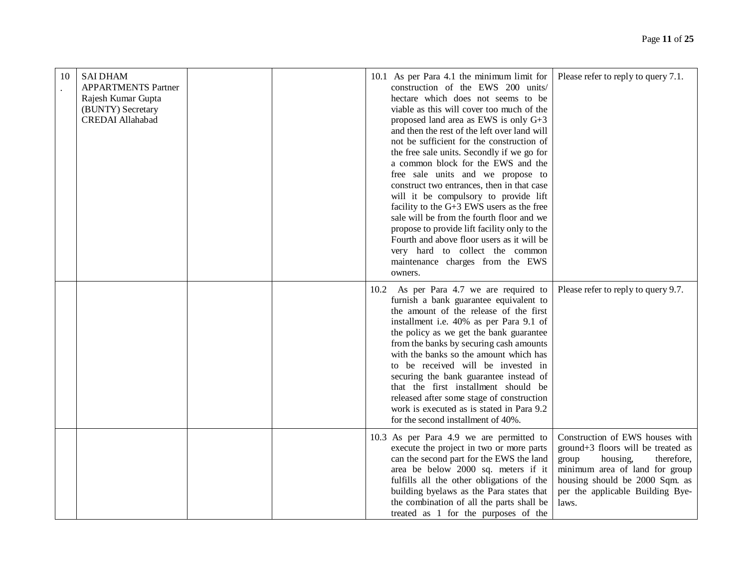| | | | | | |
|---|---|---|---|---|---|
| 10. | SAI DHAM APPARTMENTS Partner Rajesh Kumar Gupta (BUNTY) Secretary CREDAI Allahabad | | | 10.1 As per Para 4.1 the minimum limit for construction of the EWS 200 units/ hectare which does not seems to be viable as this will cover too much of the proposed land area as EWS is only G+3 and then the rest of the left over land will not be sufficient for the construction of the free sale units. Secondly if we go for a common block for the EWS and the free sale units and we propose to construct two entrances, then in that case will it be compulsory to provide lift facility to the G+3 EWS users as the free sale will be from the fourth floor and we propose to provide lift facility only to the Fourth and above floor users as it will be very hard to collect the common maintenance charges from the EWS owners. | Please refer to reply to query 7.1. |
| | | | | 10.2 As per Para 4.7 we are required to furnish a bank guarantee equivalent to the amount of the release of the first installment i.e. 40% as per Para 9.1 of the policy as we get the bank guarantee from the banks by securing cash amounts with the banks so the amount which has to be received will be invested in securing the bank guarantee instead of that the first installment should be released after some stage of construction work is executed as is stated in Para 9.2 for the second installment of 40%. | Please refer to reply to query 9.7. |
| | | | | 10.3 As per Para 4.9 we are permitted to execute the project in two or more parts can the second part for the EWS the land area be below 2000 sq. meters if it fulfills all the other obligations of the building byelaws as the Para states that the combination of all the parts shall be treated as 1 for the purposes of the | Construction of EWS houses with ground+3 floors will be treated as group housing, therefore, minimum area of land for group housing should be 2000 Sqm. as per the applicable Building Bye-laws. |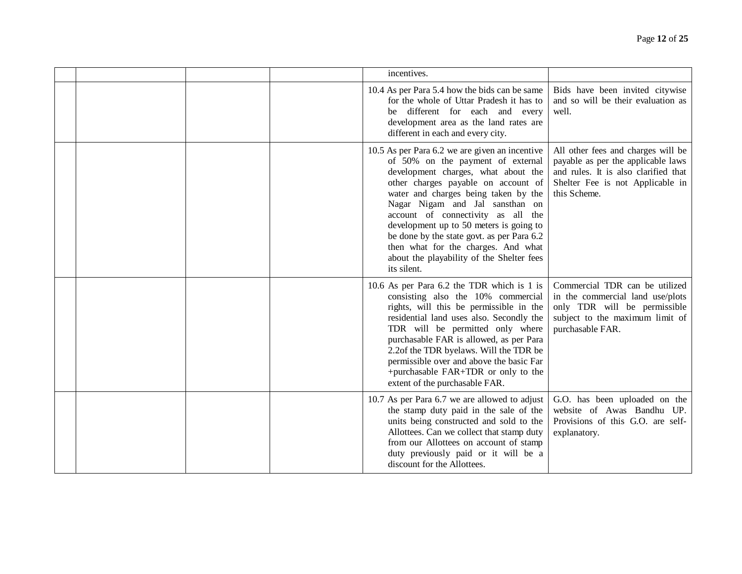| | | | | | |
|---|---|---|---|---|---|
| | | | | incentives. | |
| | | | | 10.4 As per Para 5.4 how the bids can be same for the whole of Uttar Pradesh it has to be different for each and every development area as the land rates are different in each and every city. | Bids have been invited citywise and so will be their evaluation as well. |
| | | | | 10.5 As per Para 6.2 we are given an incentive of 50% on the payment of external development charges, what about the other charges payable on account of water and charges being taken by the Nagar Nigam and Jal sansthan on account of connectivity as all the development up to 50 meters is going to be done by the state govt. as per Para 6.2 then what for the charges. And what about the playability of the Shelter fees its silent. | All other fees and charges will be payable as per the applicable laws and rules. It is also clarified that Shelter Fee is not Applicable in this Scheme. |
| | | | | 10.6 As per Para 6.2 the TDR which is 1 is consisting also the 10% commercial rights, will this be permissible in the residential land uses also. Secondly the TDR will be permitted only where purchasable FAR is allowed, as per Para 2.2of the TDR byelaws. Will the TDR be permissible over and above the basic Far +purchasable FAR+TDR or only to the extent of the purchasable FAR. | Commercial TDR can be utilized in the commercial land use/plots only TDR will be permissible subject to the maximum limit of purchasable FAR. |
| | | | | 10.7 As per Para 6.7 we are allowed to adjust the stamp duty paid in the sale of the units being constructed and sold to the Allottees. Can we collect that stamp duty from our Allottees on account of stamp duty previously paid or it will be a discount for the Allottees. | G.O. has been uploaded on the website of Awas Bandhu UP. Provisions of this G.O. are self-explanatory. |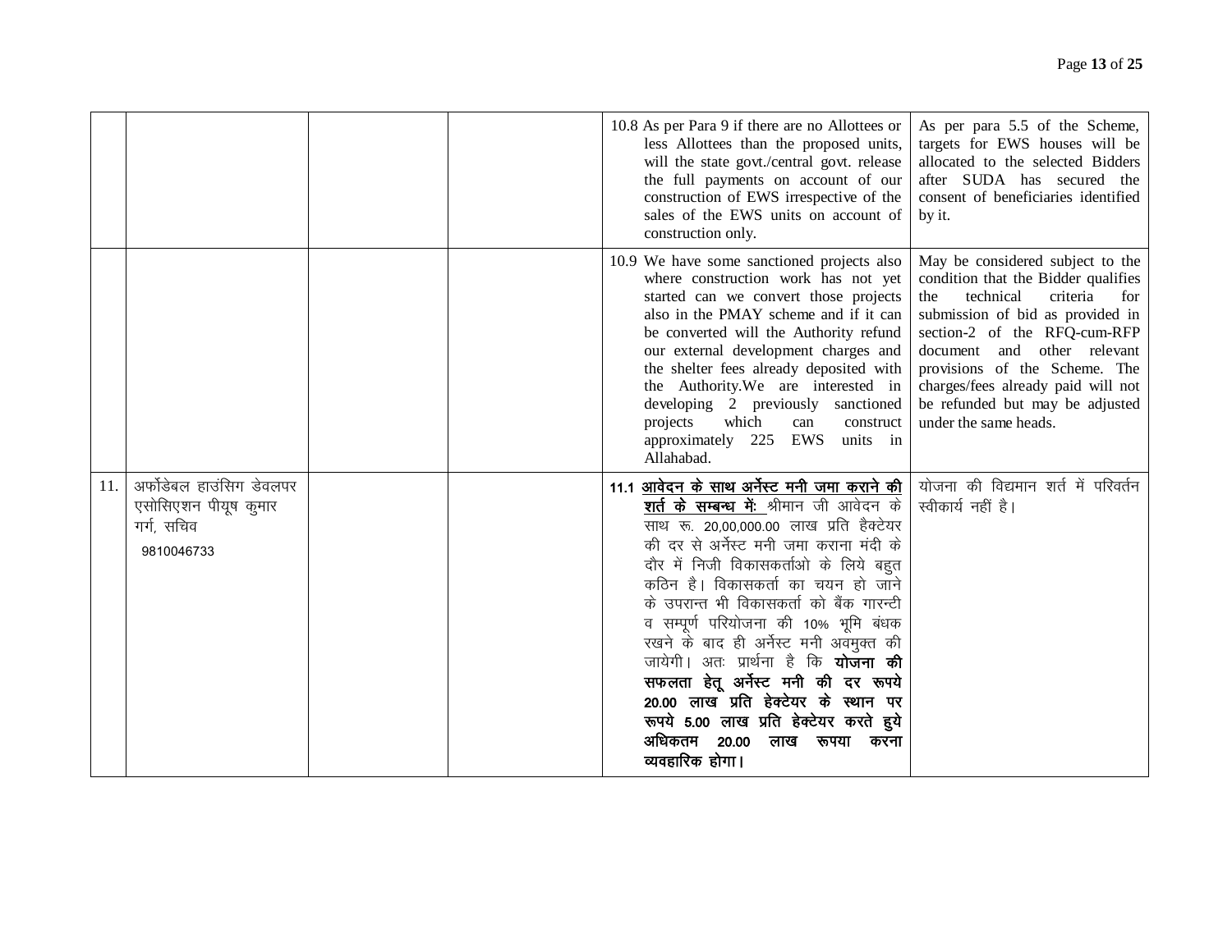|  |  |  |  |  |  |
|---|---|---|---|---|---|
|  |  |  |  | 10.8 As per Para 9 if there are no Allottees or less Allottees than the proposed units, will the state govt./central govt. release the full payments on account of our construction of EWS irrespective of the sales of the EWS units on account of construction only. | As per para 5.5 of the Scheme, targets for EWS houses will be allocated to the selected Bidders after SUDA has secured the consent of beneficiaries identified by it. |
|  |  |  |  | 10.9 We have some sanctioned projects also where construction work has not yet started can we convert those projects also in the PMAY scheme and if it can be converted will the Authority refund our external development charges and the shelter fees already deposited with the Authority.We are interested in developing 2 previously sanctioned projects which can construct approximately 225 EWS units in Allahabad. | May be considered subject to the condition that the Bidder qualifies the technical criteria for submission of bid as provided in section-2 of the RFQ-cum-RFP document and other relevant provisions of the Scheme. The charges/fees already paid will not be refunded but may be adjusted under the same heads. |
| 11. | अर्फोडेबल हाउंसिग डेवलपर एसोसिएशन पीयूष कुमार गर्ग, सचिव 9810046733 |  |  | 11.1 **आवेदन के साथ अर्नेस्ट मनी जमा कराने की शर्त के सम्बन्ध में:** श्रीमान जी आवेदन के साथ रू. 20,00,000.00 लाख प्रति हैक्टेयर की दर से अर्नेस्ट मनी जमा कराना मंदी के दौर में निजी विकासकर्ताओ के लिये बहुत कठिन है। विकासकर्ता का चयन हो जाने के उपरान्त भी विकासकर्ता को बैंक गारन्टी व सम्पूर्ण परियोजना की 10% भूमि बंधक रखने के बाद ही अर्नेस्ट मनी अवमुक्त की जायेगी। अतः प्रार्थना है कि **योजना की सफलता हेतू अर्नेस्ट मनी की दर रूपये 20.00 लाख प्रति हेक्टेयर के स्थान पर रूपये 5.00 लाख प्रति हेक्टेयर करते हुये अधिकतम 20.00 लाख रूपया करना व्यवहारिक होगा।** | योजना की विद्यमान शर्त में परिवर्तन स्वीकार्य नहीं है। |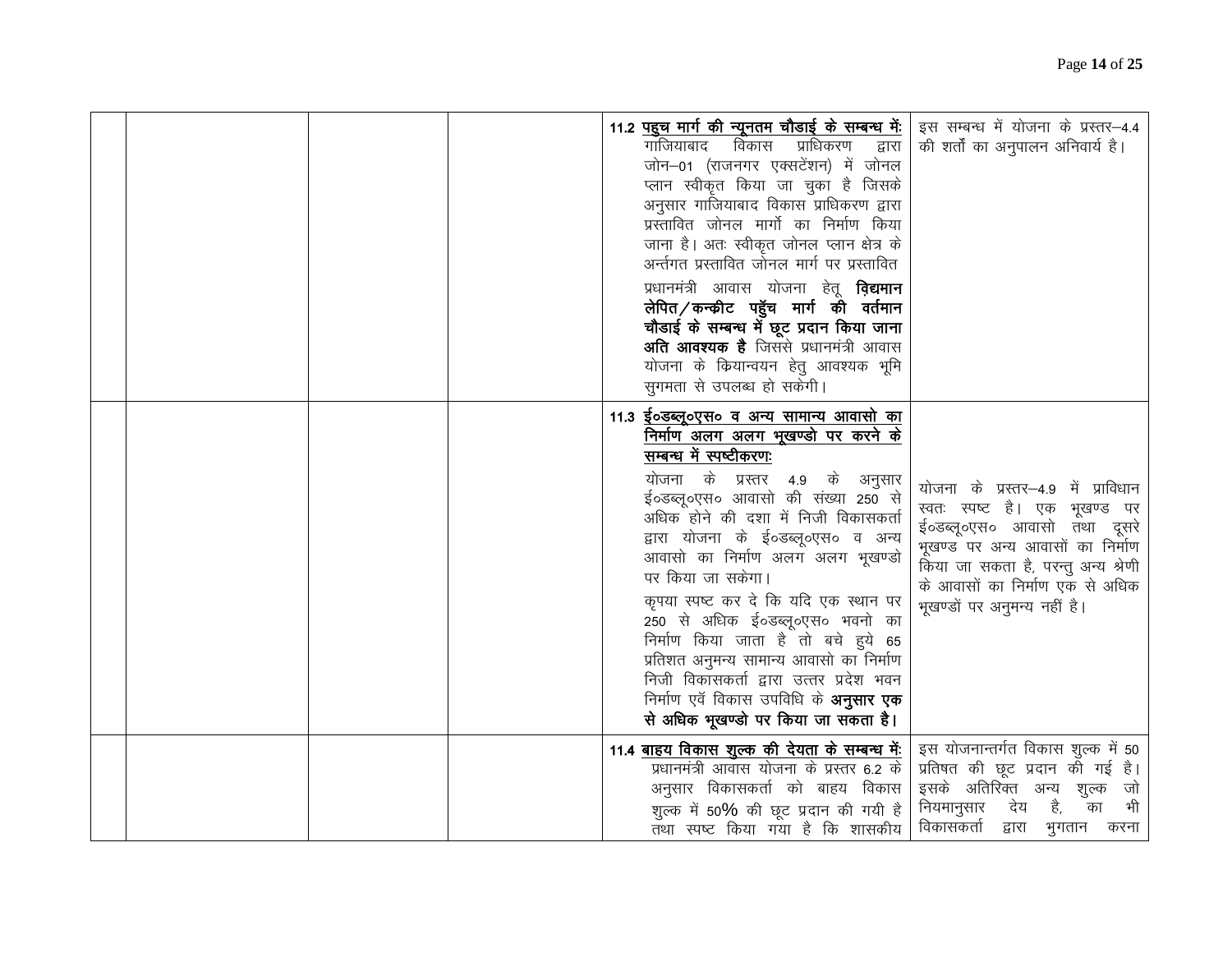| | | | | |
|---|---|---|---|---|
| | | | 11.2 <u>पहुच मार्ग की न्यूनतम चौडाई के सम्बन्ध में:</u> गाजियाबाद विकास प्राधिकरण द्वारा जोन–01 (राजनगर एक्सटेंशन) में जोनल प्लान स्वीकृत किया जा चुका है जिसके अनुसार गाजियाबाद विकास प्राधिकरण द्वारा प्रस्तावित जोनल मार्गो का निर्माण किया जाना है। अतः स्वीकृत जोनल प्लान क्षेत्र के अर्न्तगत प्रस्तावित जोनल मार्ग पर प्रस्तावित प्रधानमंत्री आवास योजना हेतू **विद्यमान लेपित/कन्क्रीट पहुँच मार्ग की वर्तमान चौडाई के सम्बन्ध में छूट प्रदान किया जाना अति आवश्यक है** जिससे प्रधानमंत्री आवास योजना के कियान्वयन हेतु आवश्यक भूमि सुगमता से उपलब्ध हो सकेगी। | इस सम्बन्ध में योजना के प्रस्तर–4.4 की शर्तों का अनुपालन अनिवार्य है। |
| | | | 11.3 <u>ई०डब्लू०एस० व अन्य सामान्य आवासो का निर्माण अलग अलग भूखण्डो पर करने के सम्बन्ध में स्पष्टीकरणः</u> योजना के प्रस्तर 4.9 के अनुसार ई०डब्लू०एस० आवासो की संख्या 250 से अधिक होने की दशा में निजी विकासकर्ता द्वारा योजना के ई०डब्लू०एस० व अन्य आवासो का निर्माण अलग अलग भूखण्डो पर किया जा सकेगा। कृपया स्पष्ट कर दे कि यदि एक स्थान पर 250 से अधिक ई०डब्लू०एस० भवनो का निर्माण किया जाता है तो बचे हुये 65 प्रतिशत अनुमन्य सामान्य आवासो का निर्माण निजी विकासकर्ता द्वारा उत्तर प्रदेश भवन निर्माण एवँ विकास उपविधि के **अनुसार एक से अधिक भूखण्डो पर किया जा सकता है।** | योजना के प्रस्तर–4.9 में प्राविधान स्वतः स्पष्ट है। एक भूखण्ड पर ई०डब्लू०एस० आवासो तथा दूसरे भूखण्ड पर अन्य आवासों का निर्माण किया जा सकता है, परन्तु अन्य श्रेणी के आवासों का निर्माण एक से अधिक भूखण्डों पर अनुमन्य नहीं है। |
| | | | 11.4 <u>बाहय विकास शुल्क की देयता के सम्बन्ध में:</u> प्रधानमंत्री आवास योजना के प्रस्तर 6.2 के अनुसार विकासकर्ता को बाहय विकास शुल्क में 50% की छूट प्रदान की गयी है तथा स्पष्ट किया गया है कि शासकीय | इस योजनान्तर्गत विकास शुल्क में 50 प्रतिषत की छूट प्रदान की गई है। इसके अतिरिक्त अन्य शुल्क जो नियमानुसार देय है, का भी विकासकर्ता द्वारा भुगतान करना |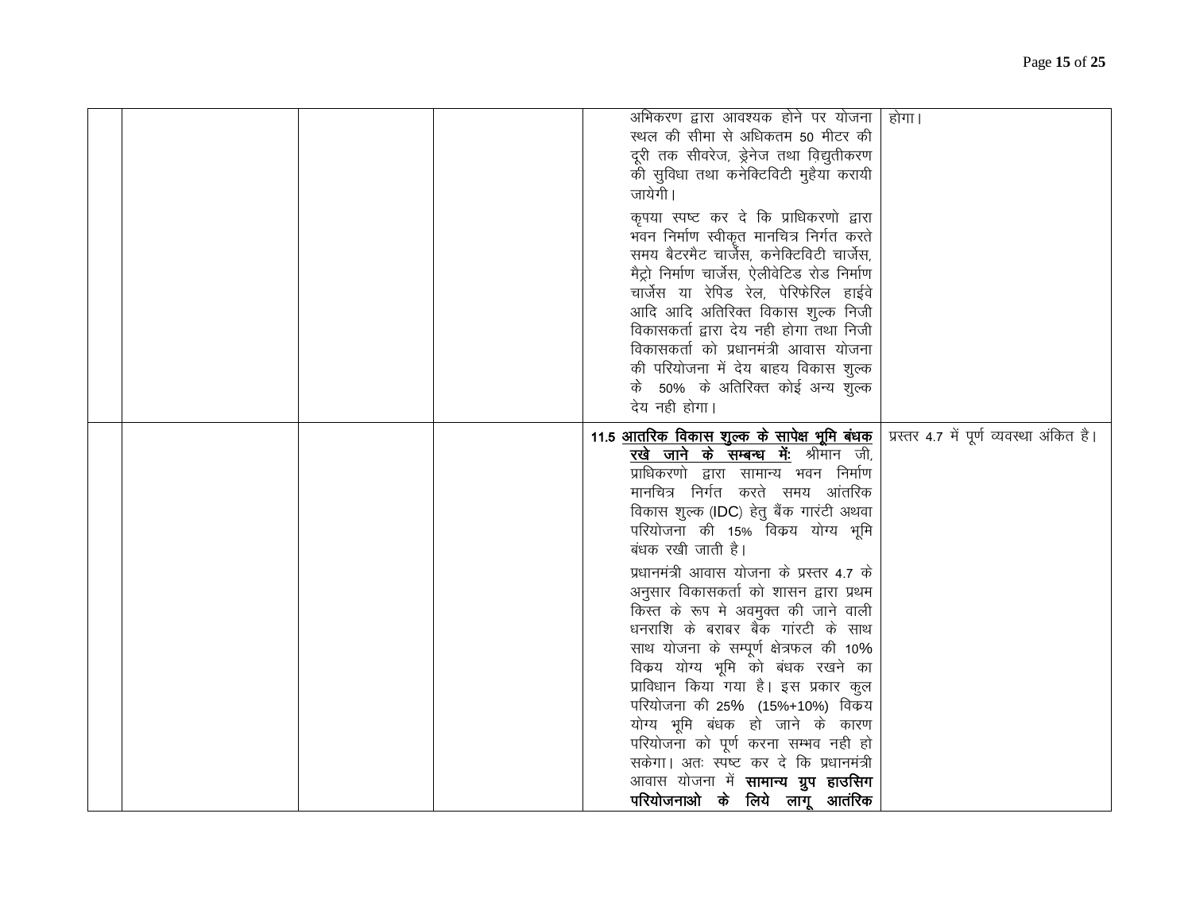| | | | | | |
|---|---|---|---|---|---|
| | | | | अभिकरण द्वारा आवश्यक होने पर योजना स्थल की सीमा से अधिकतम 50 मीटर की दूरी तक सीवरेज, ड्रेनेज तथा विद्युतीकरण की सुविधा तथा कनेक्टिविटी मुहैया करायी जायेगी।<br><br>कृपया स्पष्ट कर दे कि प्राधिकरणो द्वारा भवन निर्माण स्वीकृत मानचित्र निर्गत करते समय बैटरमैट चार्जेस, कनेक्टिविटी चार्जेस, मैट्रो निर्माण चार्जेस, ऐलीवेटिड रोड निर्माण चार्जेस या रेपिड रेल, पेरिफेरिल हाईवे आदि आदि अतिरिक्त विकास शुल्क निजी विकासकर्ता द्वारा देय नही होगा तथा निजी विकासकर्ता को प्रधानमंत्री आवास योजना की परियोजना में देय बाहय विकास शुल्क के 50% के अतिरिक्त कोई अन्य शुल्क देय नही होगा। | होगा। |
| | | | | 11.5 **<u>आतरिक विकास शुल्क के सापेक्ष भूमि बंधक रखे जाने के सम्बन्ध में:</u>** श्रीमान जी, प्राधिकरणो द्वारा सामान्य भवन निर्माण मानचित्र निर्गत करते समय आंतरिक विकास शुल्क (IDC) हेतु बैंक गारंटी अथवा परियोजना की 15% विक्रय योग्य भूमि बंधक रखी जाती है।<br><br>प्रधानमंत्री आवास योजना के प्रस्तर 4.7 के अनुसार विकासकर्ता को शासन द्वारा प्रथम किस्त के रूप मे अवमुक्त की जाने वाली धनराशि के बराबर बैंक गांरटी के साथ साथ योजना के सम्पूर्ण क्षेत्रफल की 10% विक्रय योग्य भूमि को बंधक रखने का प्राविधान किया गया है। इस प्रकार कुल परियोजना की 25% (15%+10%) विक्रय योग्य भूमि बंधक हो जाने के कारण परियोजना को पूर्ण करना सम्भव नही हो सकेगा। अतः स्पष्ट कर दे कि प्रधानमंत्री आवास योजना में **सामान्य ग्रुप हाउसिग परियोजनाओ के लिये लागू आतंरिक** | प्रस्तर 4.7 में पूर्ण व्यवस्था अंकित है। |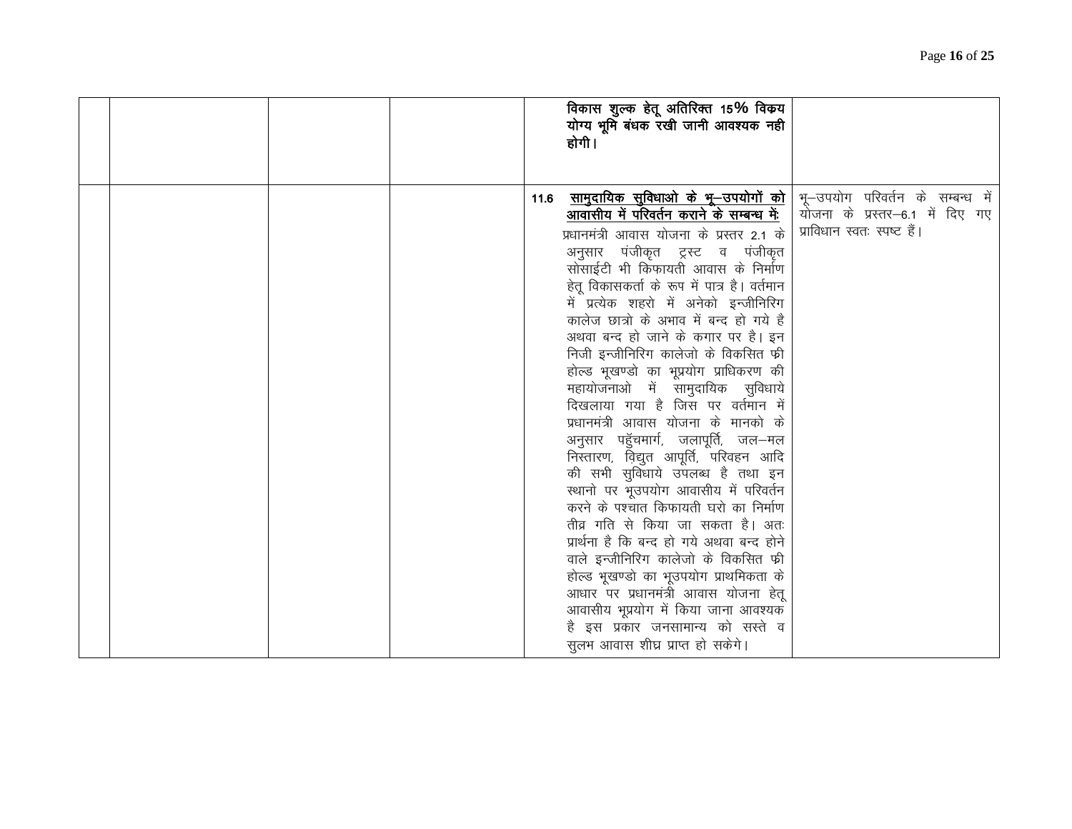| | | | | | |
|---|---|---|---|---|---|
| | | | | **विकास शुल्क हेतू अतिरिक्त 15% विकय योग्य भूमि बंधक रखी जानी आवश्यक नही होगी।** | |
| | | | | **11.6 <u>सामुदायिक सुविधाओ के भू–उपयोगों को आवासीय में परिवर्तन कराने के सम्बन्ध में:</u>** प्रधानमंत्री आवास योजना के प्रस्तर 2.1 के अनुसार पंजीकृत ट्रस्ट व पंजीकृत सोसाईटी भी किफायती आवास के निर्माण हेतू विकासकर्ता के रूप में पात्र है। वर्तमान में प्रत्येक शहरो में अनेको इन्जीनिरिग कालेज छात्रो के अभाव में बन्द हो गये है अथवा बन्द हो जाने के कगार पर है। इन निजी इन्जीनिरिग कालेजो के विकसित फ्री होल्ड भूखण्डो का भूप्रयोग प्राधिकरण की महायोजनाओ में सामुदायिक सुविधाये दिखलाया गया है जिस पर वर्तमान में प्रधानमंत्री आवास योजना के मानको के अनुसार पहुँचमार्ग, जलापूर्ति, जल–मल निस्तारण, विद्युत आपूर्ति, परिवहन आदि की सभी सुविधाये उपलब्ध है तथा इन स्थानो पर भूउपयोग आवासीय में परिवर्तन करने के पश्चात किफायती घरो का निर्माण तीव्र गति से किया जा सकता है। अतः प्रार्थना है कि बन्द हो गये अथवा बन्द होने वाले इन्जीनिरिग कालेजो के विकसित फ्री होल्ड भूखण्डो का भूउपयोग प्राथमिकता के आधार पर प्रधानमंत्री आवास योजना हेतू आवासीय भूप्रयोग में किया जाना आवश्यक है इस प्रकार जनसामान्य को सस्ते व सुलभ आवास शीघ्र प्राप्त हो सकेगे। | भू–उपयोग परिवर्तन के सम्बन्ध में योजना के प्रस्तर–6.1 में दिए गए प्राविधान स्वतः स्पष्ट हैं। |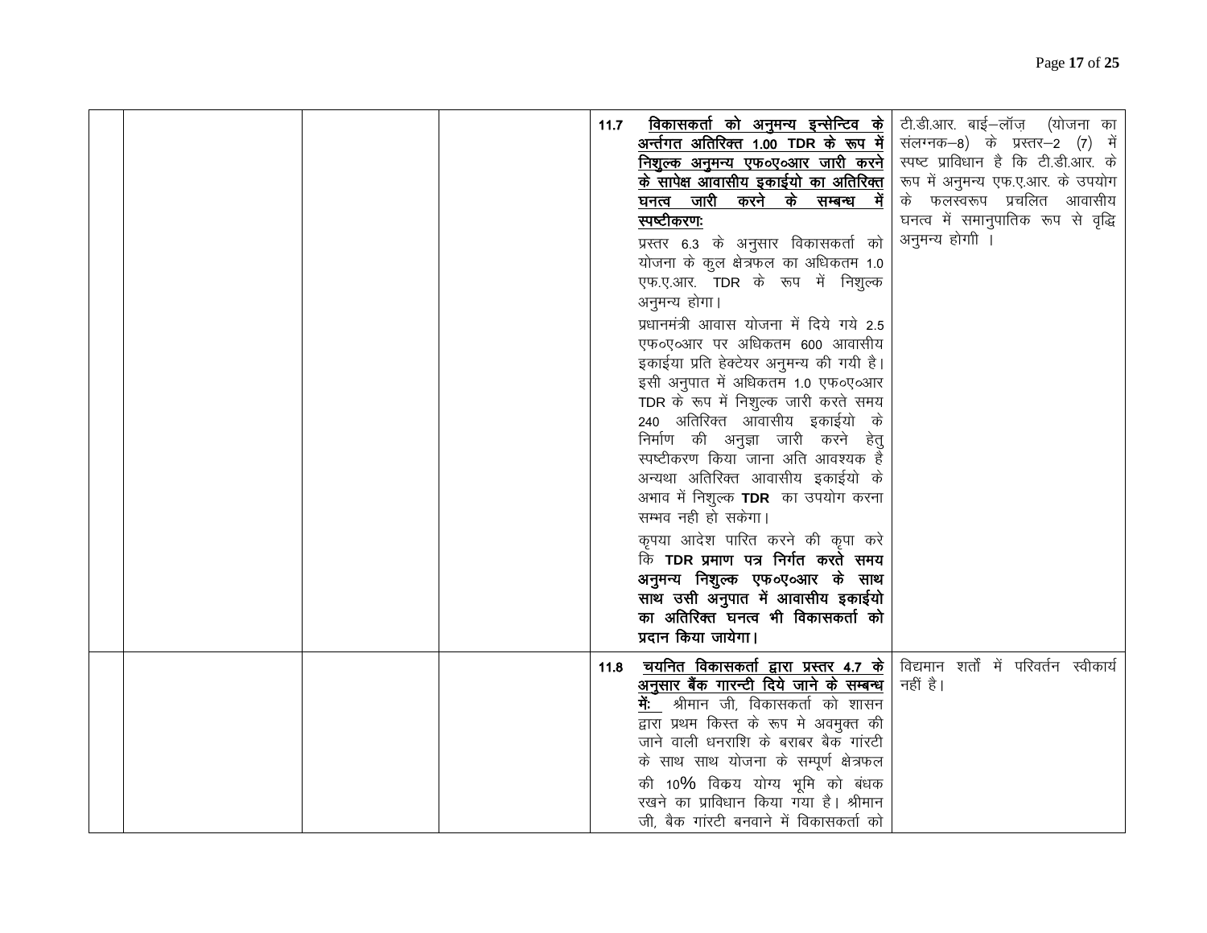| | | | | | |
|---|---|---|---|---|---|
| | | | | **11.7** <u>**विकासकर्ता को अनुमन्य इन्सेन्टिव के अन्तर्गत अतिरिक्त 1.00 TDR के रूप में निशुल्क अनुमन्य एफ०ए०आर जारी करने के सापेक्ष आवासीय इकाईयो का अतिरिक्त घनत्व जारी करने के सम्बन्ध में स्पष्टीकरणः**</u><br>प्रस्तर 6.3 के अनुसार विकासकर्ता को योजना के कुल क्षेत्रफल का अधिकतम 1.0 एफ.ए.आर. TDR के रूप में निशुल्क अनुमन्य होगा।<br>प्रधानमंत्री आवास योजना में दिये गये 2.5 एफ०ए०आर पर अधिकतम 600 आवासीय इकाईया प्रति हेक्टेयर अनुमन्य की गयी है। इसी अनुपात में अधिकतम 1.0 एफ०ए०आर TDR के रूप में निशुल्क जारी करते समय 240 अतिरिक्त आवासीय इकाईयो के निर्माण की अनुज्ञा जारी करने हेतु स्पष्टीकरण किया जाना अति आवश्यक है अन्यथा अतिरिक्त आवासीय इकाईयो के अभाव में निशुल्क **TDR** का उपयोग करना सम्भव नही हो सकेगा।<br>कृपया आदेश पारित करने की कृपा करे कि **TDR प्रमाण पत्र निर्गत करते समय अनुमन्य निशुल्क एफ०ए०आर के साथ साथ उसी अनुपात में आवासीय इकाईयो का अतिरिक्त घनत्व भी विकासकर्ता को प्रदान किया जायेगा।** | टी.डी.आर. बाई–लॉज़ (योजना का संलग्नक–8) के प्रस्तर–2 (7) में स्पष्ट प्राविधान है कि टी.डी.आर. के रूप में अनुमन्य एफ.ए.आर. के उपयोग के फलस्वरूप प्रचलित आवासीय घनत्व में समानुपातिक रूप से वृद्धि अनुमन्य होगी । |
| | | | | **11.8** <u>**चयनित विकासकर्ता द्वारा प्रस्तर 4.7 के अनुसार बैंक गारन्टी दिये जाने के सम्बन्ध में:**</u> श्रीमान जी, विकासकर्ता को शासन द्वारा प्रथम किस्त के रूप मे अवमुक्त की जाने वाली धनराशि के बराबर बैंक गांरटी के साथ साथ योजना के सम्पूर्ण क्षेत्रफल की 10% विकय योग्य भूमि को बंधक रखने का प्राविधान किया गया है। श्रीमान जी, बैंक गांरटी बनवाने में विकासकर्ता को | विद्यमान शर्तों में परिवर्तन स्वीकार्य नहीं है। |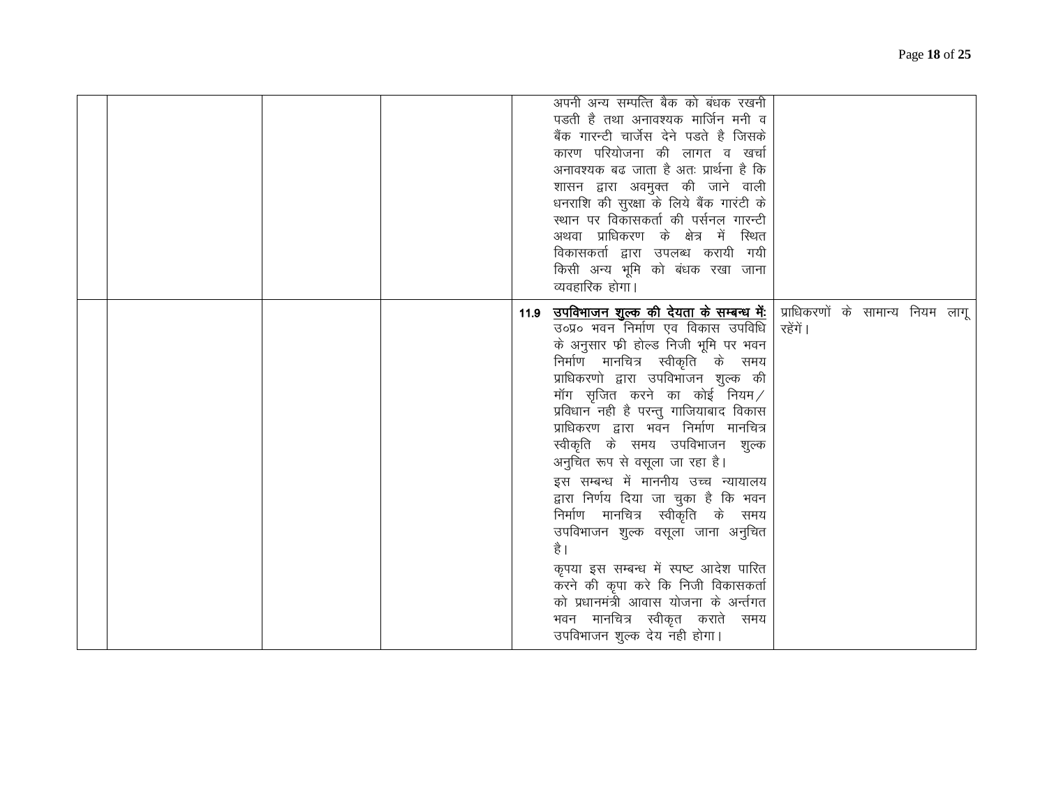|  |  |  |  |  |  |
|---|---|---|---|---|---|
|  |  |  |  | अपनी अन्य सम्पत्ति बैक को बंधक रखनी पडती है तथा अनावश्यक मार्जिन मनी व बैंक गारन्टी चार्जेस देने पडते है जिसके कारण परियोजना की लागत व खर्चा अनावश्यक बढ जाता है अतः प्रार्थना है कि शासन द्वारा अवमुक्त की जाने वाली धनराशि की सुरक्षा के लिये बैंक गारंटी के स्थान पर विकासकर्ता की पर्सनल गारन्टी अथवा प्राधिकरण के क्षेत्र में स्थित विकासकर्ता द्वारा उपलब्ध करायी गयी किसी अन्य भूमि को बंधक रखा जाना व्यवहारिक होगा। |  |
|  |  |  |  | **11.9** <u>**उपविभाजन शुल्क की देयता के सम्बन्ध में:**</u> उ०प्र० भवन निर्माण एव विकास उपविधि के अनुसार फ्री होल्ड निजी भूमि पर भवन निर्माण मानचित्र स्वीकृति के समय प्राधिकरणो द्वारा उपविभाजन शुल्क की मॉग सृजित करने का कोई नियम/ प्रविधान नही है परन्तु गाजियाबाद विकास प्राधिकरण द्वारा भवन निर्माण मानचित्र स्वीकृति के समय उपविभाजन शुल्क अनुचित रूप से वसूला जा रहा है।<br><br>इस सम्बन्ध में माननीय उच्च न्यायालय द्वारा निर्णय दिया जा चुका है कि भवन निर्माण मानचित्र स्वीकृति के समय उपविभाजन शुल्क वसूला जाना अनुचित है।<br><br>कृपया इस सम्बन्ध में स्पष्ट आदेश पारित करने की कृपा करे कि निजी विकासकर्ता को प्रधानमंत्री आवास योजना के अर्न्तगत भवन मानचित्र स्वीकृत कराते समय उपविभाजन शुल्क देय नही होगा। | प्राधिकरणों के सामान्य नियम लागू रहेगें। |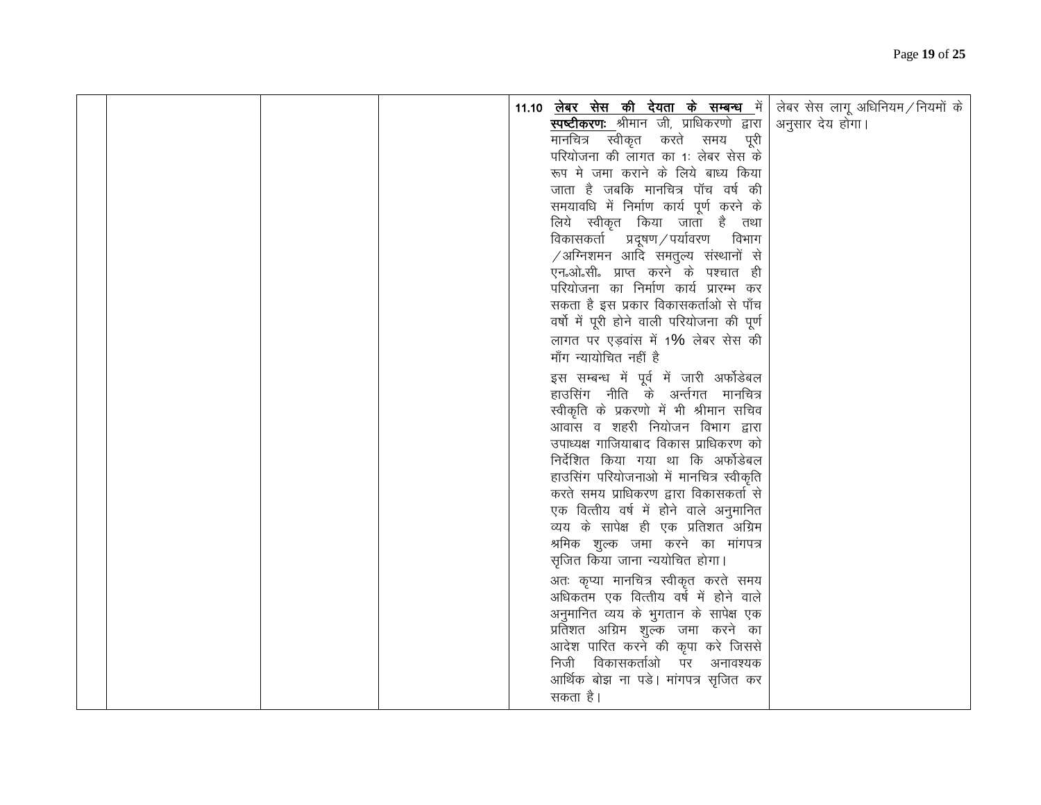|  |  |  |  | **11.10** **लेबर सेस की देयता के सम्बन्ध में स्पष्टीकरणः** श्रीमान जी, प्राधिकरणो द्वारा मानचित्र स्वीकृत करते समय पूरी परियोजना की लागत का 1: लेबर सेस के रूप मे जमा कराने के लिये बाध्य किया जाता है जबकि मानचित्र पॉच वर्ष की समयावधि में निर्माण कार्य पूर्ण करने के लिये स्वीकृत किया जाता है तथा विकासकर्ता प्रदूषण/पर्यावरण विभाग /अग्निशमन आदि समतुल्य संस्थानों से एन॰ओ॰सी॰ प्राप्त करने के पश्चात ही परियोजना का निर्माण कार्य प्रारम्भ कर सकता है इस प्रकार विकासकर्ताओ से पॉच वर्षो में पूरी होने वाली परियोजना की पूर्ण लागत पर एड़वांस में 1% लेबर सेस की मॉग न्यायोचित नहीं है<br><br>इस सम्बन्ध में पूर्व में जारी अर्फोडेबल हाउसिंग नीति के अर्न्तगत मानचित्र स्वीकृति के प्रकरणो में भी श्रीमान सचिव आवास व शहरी नियोजन विभाग द्वारा उपाध्यक्ष गाजियाबाद विकास प्राधिकरण को निर्देशित किया गया था कि अर्फोडेबल हाउसिंग परियोजनाओ में मानचित्र स्वीकृति करते समय प्राधिकरण द्वारा विकासकर्ता से एक वित्तीय वर्ष में होने वाले अनुमानित व्यय के सापेक्ष ही एक प्रतिशत अग्रिम श्रमिक शुल्क जमा करने का मांगपत्र सृजित किया जाना न्ययोचित होगा।<br><br>अतः कृप्या मानचित्र स्वीकृत करते समय अधिकतम एक वित्तीय वर्ष में होने वाले अनुमानित व्यय के भुगतान के सापेक्ष एक प्रतिशत अग्रिम शुल्क जमा करने का आदेश पारित करने की कृपा करे जिससे निजी विकासकर्ताओ पर अनावश्यक आर्थिक बोझ ना पडे। मांगपत्र सृजित कर सकता है। | लेबर सेस लागू अधिनियम/नियमों के अनुसार देय होगा। |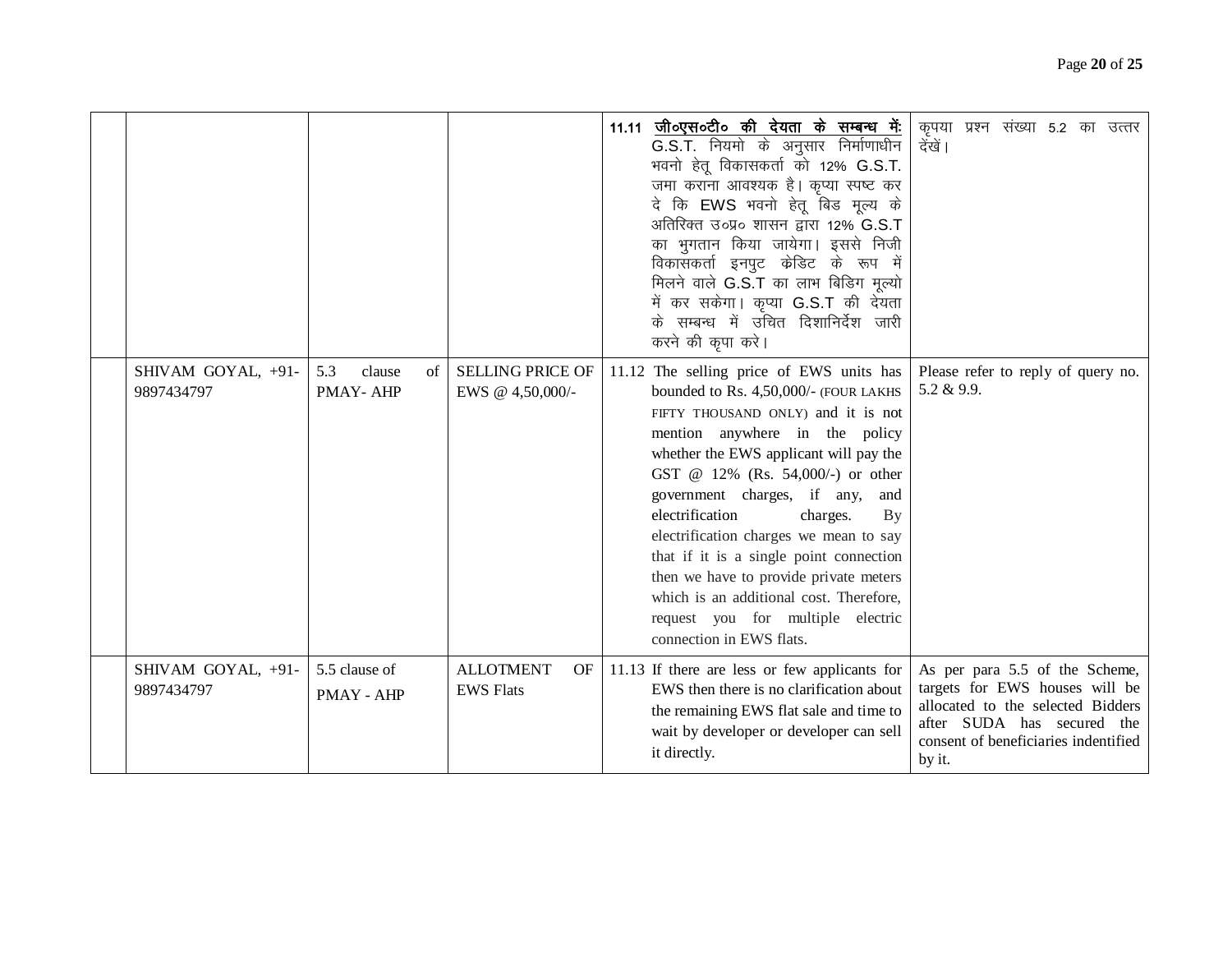| | | | | | |
|---|---|---|---|---|---|
| | | | | 11.11 **<u>जी०एस०टी० की देयता के सम्बन्ध में:</u>** G.S.T. नियमो के अनुसार निर्माणाधीन भवनो हेतू विकासकर्ता को 12% G.S.T. जमा कराना आवश्यक है। कृप्या स्पष्ट कर दे कि EWS भवनो हेतू बिड मूल्य के अतिरिक्त उ०प्र० शासन द्वारा 12% G.S.T का भुगतान किया जायेगा। इससे निजी विकासकर्ता इनपुट केडिट के रूप में मिलने वाले G.S.T का लाभ बिडिग मूल्यो में कर सकेगा। कृप्या G.S.T की देयता के सम्बन्ध में उचित दिशानिर्देश जारी करने की कृपा करे। | कृपया प्रश्न संख्या 5.2 का उत्तर देखें। |
| | SHIVAM GOYAL, +91-9897434797 | 5.3 clause of PMAY- AHP | SELLING PRICE OF EWS @ 4,50,000/- | 11.12 The selling price of EWS units has bounded to Rs. 4,50,000/- (FOUR LAKHS FIFTY THOUSAND ONLY) and it is not mention anywhere in the policy whether the EWS applicant will pay the GST @ 12% (Rs. 54,000/-) or other government charges, if any, and electrification charges. By electrification charges we mean to say that if it is a single point connection then we have to provide private meters which is an additional cost. Therefore, request you for multiple electric connection in EWS flats. | Please refer to reply of query no. 5.2 & 9.9. |
| | SHIVAM GOYAL, +91-9897434797 | 5.5 clause of PMAY - AHP | ALLOTMENT OF EWS Flats | 11.13 If there are less or few applicants for EWS then there is no clarification about the remaining EWS flat sale and time to wait by developer or developer can sell it directly. | As per para 5.5 of the Scheme, targets for EWS houses will be allocated to the selected Bidders after SUDA has secured the consent of beneficiaries indentified by it. |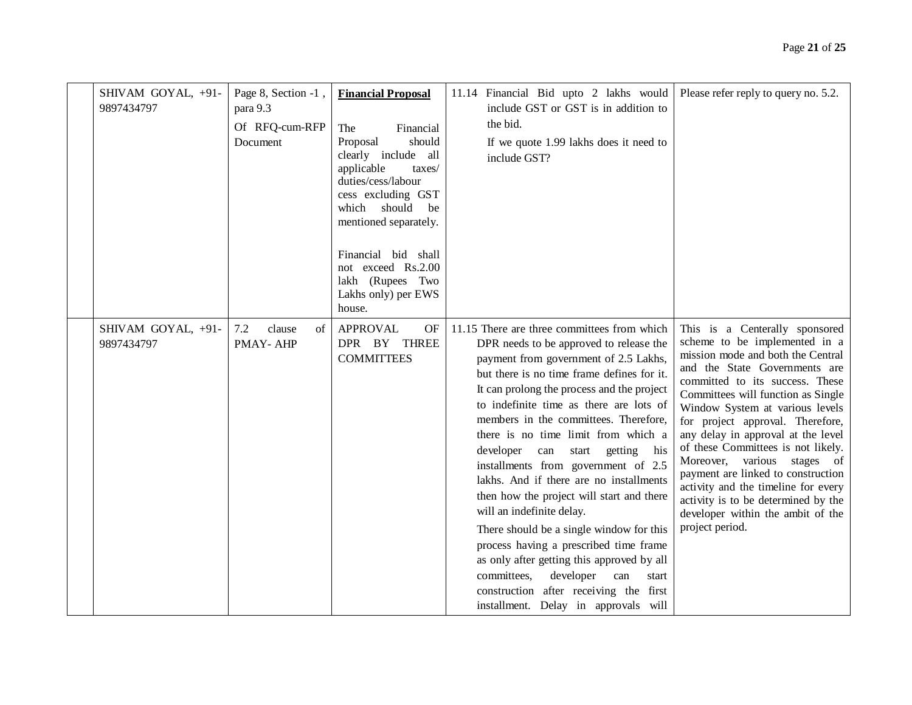| | | | | | |
|---|---|---|---|---|---|
| | SHIVAM GOYAL, +91-9897434797 | Page 8, Section -1 , para 9.3 Of RFQ-cum-RFP Document | **Financial Proposal** The Financial Proposal should clearly include all applicable taxes/ duties/cess/labour cess excluding GST which should be mentioned separately. Financial bid shall not exceed Rs.2.00 lakh (Rupees Two Lakhs only) per EWS house. | 11.14 Financial Bid upto 2 lakhs would include GST or GST is in addition to the bid. If we quote 1.99 lakhs does it need to include GST? | Please refer reply to query no. 5.2. |
| | SHIVAM GOYAL, +91-9897434797 | 7.2 clause of PMAY- AHP | APPROVAL OF DPR BY THREE COMMITTEES | 11.15 There are three committees from which DPR needs to be approved to release the payment from government of 2.5 Lakhs, but there is no time frame defines for it. It can prolong the process and the project to indefinite time as there are lots of members in the committees. Therefore, there is no time limit from which a developer can start getting his installments from government of 2.5 lakhs. And if there are no installments then how the project will start and there will an indefinite delay. There should be a single window for this process having a prescribed time frame as only after getting this approved by all committees, developer can start construction after receiving the first installment. Delay in approvals will | This is a Centerally sponsored scheme to be implemented in a mission mode and both the Central and the State Governments are committed to its success. These Committees will function as Single Window System at various levels for project approval. Therefore, any delay in approval at the level of these Committees is not likely. Moreover, various stages of payment are linked to construction activity and the timeline for every activity is to be determined by the developer within the ambit of the project period. |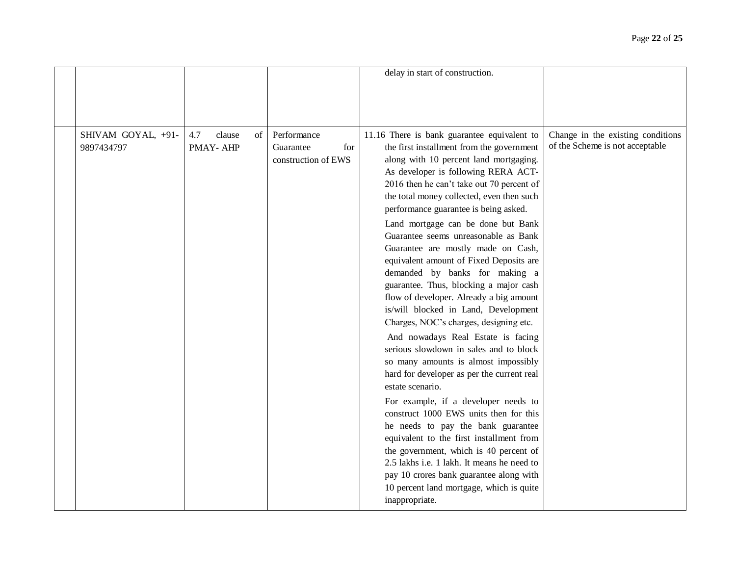| | | | | | |
|---|---|---|---|---|---|
| | | | | delay in start of construction. | |
| | SHIVAM GOYAL, +91-9897434797 | 4.7 clause of PMAY- AHP | Performance Guarantee for construction of EWS | 11.16 There is bank guarantee equivalent to the first installment from the government along with 10 percent land mortgaging. As developer is following RERA ACT-2016 then he can't take out 70 percent of the total money collected, even then such performance guarantee is being asked.<br><br>Land mortgage can be done but Bank Guarantee seems unreasonable as Bank Guarantee are mostly made on Cash, equivalent amount of Fixed Deposits are demanded by banks for making a guarantee. Thus, blocking a major cash flow of developer. Already a big amount is/will blocked in Land, Development Charges, NOC's charges, designing etc.<br><br>And nowadays Real Estate is facing serious slowdown in sales and to block so many amounts is almost impossibly hard for developer as per the current real estate scenario.<br><br>For example, if a developer needs to construct 1000 EWS units then for this he needs to pay the bank guarantee equivalent to the first installment from the government, which is 40 percent of 2.5 lakhs i.e. 1 lakh. It means he need to pay 10 crores bank guarantee along with 10 percent land mortgage, which is quite inappropriate. | Change in the existing conditions of the Scheme is not acceptable |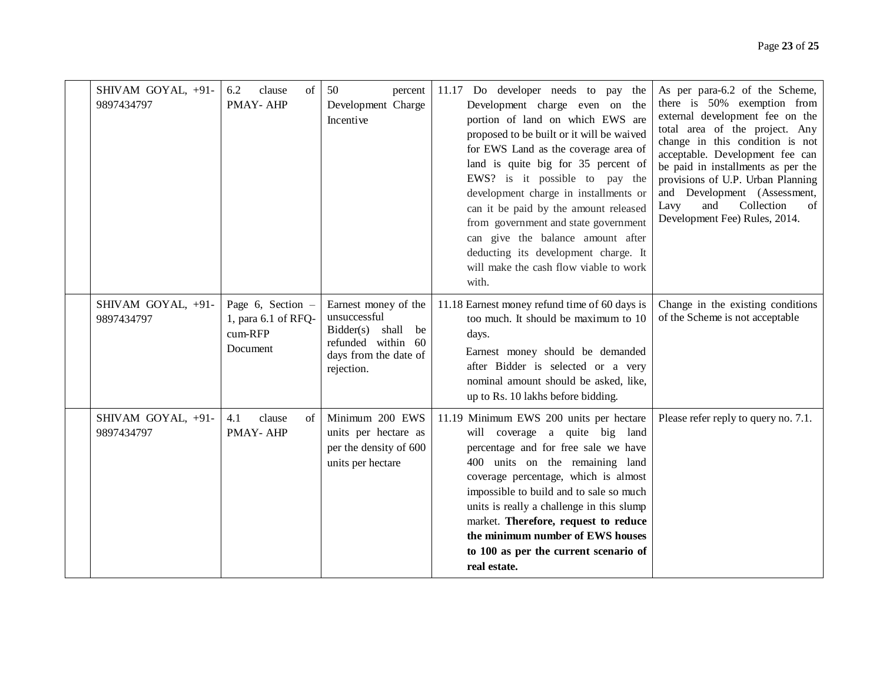|  | | | | | |
|---|---|---|---|---|---|
|  | SHIVAM GOYAL, +91-9897434797 | 6.2 clause of PMAY- AHP | 50 percent Development Charge Incentive | 11.17 Do developer needs to pay the Development charge even on the portion of land on which EWS are proposed to be built or it will be waived for EWS Land as the coverage area of land is quite big for 35 percent of EWS? is it possible to pay the development charge in installments or can it be paid by the amount released from government and state government can give the balance amount after deducting its development charge. It will make the cash flow viable to work with. | As per para-6.2 of the Scheme, there is 50% exemption from external development fee on the total area of the project. Any change in this condition is not acceptable. Development fee can be paid in installments as per the provisions of U.P. Urban Planning and Development (Assessment, Lavy and Collection of Development Fee) Rules, 2014. |
|  | SHIVAM GOYAL, +91-9897434797 | Page 6, Section – 1, para 6.1 of RFQ-cum-RFP Document | Earnest money of the unsuccessful Bidder(s) shall be refunded within 60 days from the date of rejection. | 11.18 Earnest money refund time of 60 days is too much. It should be maximum to 10 days.<br>Earnest money should be demanded after Bidder is selected or a very nominal amount should be asked, like, up to Rs. 10 lakhs before bidding. | Change in the existing conditions of the Scheme is not acceptable |
|  | SHIVAM GOYAL, +91-9897434797 | 4.1 clause of PMAY- AHP | Minimum 200 EWS units per hectare as per the density of 600 units per hectare | 11.19 Minimum EWS 200 units per hectare will coverage a quite big land percentage and for free sale we have 400 units on the remaining land coverage percentage, which is almost impossible to build and to sale so much units is really a challenge in this slump market. **Therefore, request to reduce the minimum number of EWS houses to 100 as per the current scenario of real estate.** | Please refer reply to query no. 7.1. |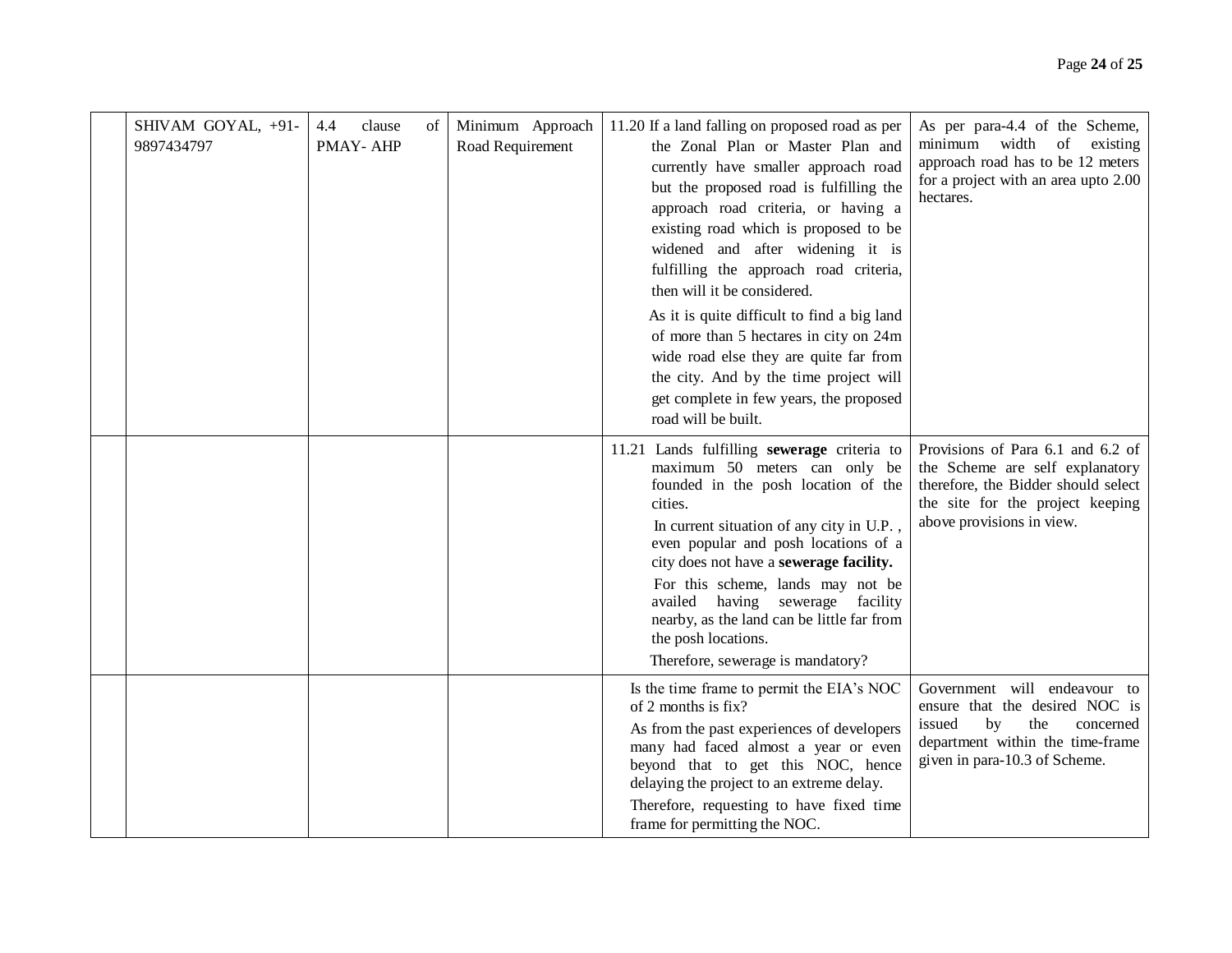|  |  |  |  |  |  |
|---|---|---|---|---|---|
|  | SHIVAM GOYAL, +91-9897434797 | 4.4 clause of PMAY- AHP | Minimum Approach Road Requirement | 11.20 If a land falling on proposed road as per the Zonal Plan or Master Plan and currently have smaller approach road but the proposed road is fulfilling the approach road criteria, or having a existing road which is proposed to be widened and after widening it is fulfilling the approach road criteria, then will it be considered.<br><br>As it is quite difficult to find a big land of more than 5 hectares in city on 24m wide road else they are quite far from the city. And by the time project will get complete in few years, the proposed road will be built. | As per para-4.4 of the Scheme, minimum width of existing approach road has to be 12 meters for a project with an area upto 2.00 hectares. |
|  |  |  |  | 11.21 Lands fulfilling **sewerage** criteria to maximum 50 meters can only be founded in the posh location of the cities.<br><br>In current situation of any city in U.P. , even popular and posh locations of a city does not have a **sewerage facility.**<br><br>For this scheme, lands may not be availed having sewerage facility nearby, as the land can be little far from the posh locations.<br><br>Therefore, sewerage is mandatory? | Provisions of Para 6.1 and 6.2 of the Scheme are self explanatory therefore, the Bidder should select the site for the project keeping above provisions in view. |
|  |  |  |  | Is the time frame to permit the EIA's NOC of 2 months is fix?<br><br>As from the past experiences of developers many had faced almost a year or even beyond that to get this NOC, hence delaying the project to an extreme delay.<br><br>Therefore, requesting to have fixed time frame for permitting the NOC. | Government will endeavour to ensure that the desired NOC is issued by the concerned department within the time-frame given in para-10.3 of Scheme. |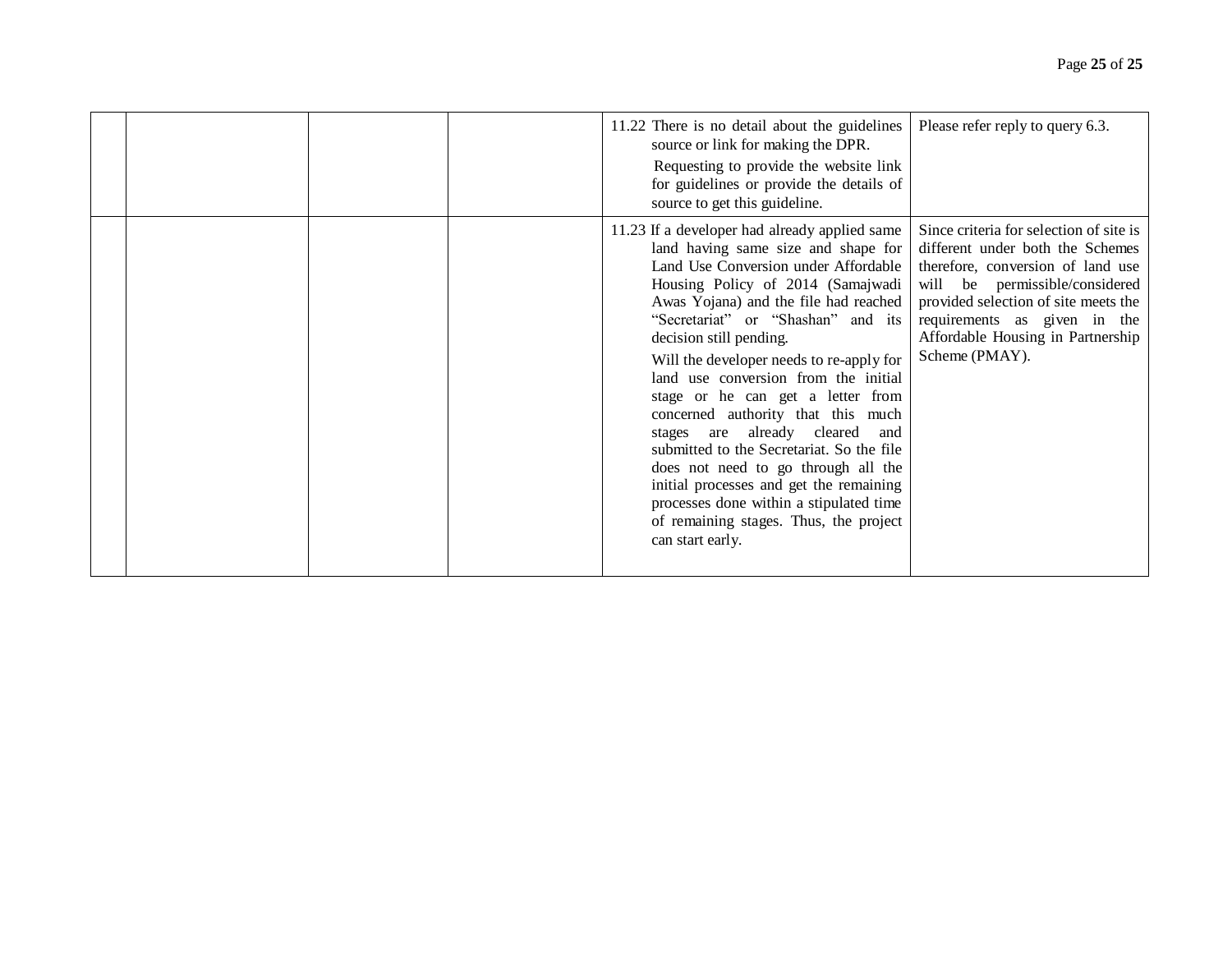| | | | | | |
|---|---|---|---|---|---|
| | | | | 11.22 There is no detail about the guidelines source or link for making the DPR.<br>Requesting to provide the website link for guidelines or provide the details of source to get this guideline. | Please refer reply to query 6.3. |
| | | | | 11.23 If a developer had already applied same land having same size and shape for Land Use Conversion under Affordable Housing Policy of 2014 (Samajwadi Awas Yojana) and the file had reached "Secretariat" or "Shashan" and its decision still pending.<br>Will the developer needs to re-apply for land use conversion from the initial stage or he can get a letter from concerned authority that this much stages are already cleared and submitted to the Secretariat. So the file does not need to go through all the initial processes and get the remaining processes done within a stipulated time of remaining stages. Thus, the project can start early. | Since criteria for selection of site is different under both the Schemes therefore, conversion of land use will be permissible/considered provided selection of site meets the requirements as given in the Affordable Housing in Partnership Scheme (PMAY). |